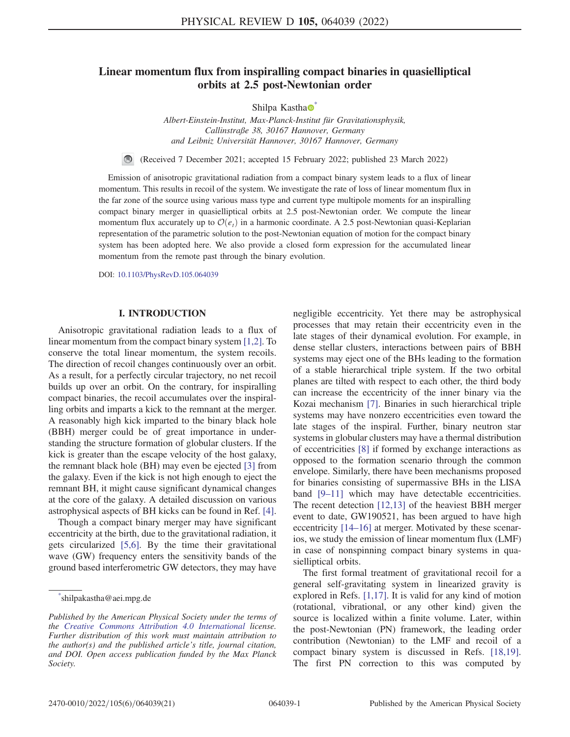# Linear momentum flux from inspiralling compact binaries in quasielliptical orbits at 2.5 post-Newtonian order

Shilpa Kastha[*]

*Albert-Einstein-Institut, Max-Planck-Institut für Gravitationsphysik, Callinstraße 38, 30167 Hannover, Germany and Leibniz Universität Hannover, 30167 Hannover, Germany*

(Received 7 December 2021; accepted 15 February 2022; published 23 March 2022)

Emission of anisotropic gravitational radiation from a compact binary system leads to a flux of linear momentum. This results in recoil of the system. We investigate the rate of loss of linear momentum flux in the far zone of the source using various mass type and current type multipole moments for an inspiralling compact binary merger in quasielliptical orbits at 2.5 post-Newtonian order. We compute the linear momentum flux accurately up to $\mathcal{O}(e_t)$ in a harmonic coordinate. A 2.5 post-Newtonian quasi-Keplarian representation of the parametric solution to the post-Newtonian equation of motion for the compact binary system has been adopted here. We also provide a closed form expression for the accumulated linear momentum from the remote past through the binary evolution.

DOI: 10.1103/PhysRevD.105.064039

## I. INTRODUCTION

Anisotropic gravitational radiation leads to a flux of linear momentum from the compact binary system [1,2]. To conserve the total linear momentum, the system recoils. The direction of recoil changes continuously over an orbit. As a result, for a perfectly circular trajectory, no net recoil builds up over an orbit. On the contrary, for inspiralling compact binaries, the recoil accumulates over the inspiralling orbits and imparts a kick to the remnant at the merger. A reasonably high kick imparted to the binary black hole (BBH) merger could be of great importance in understanding the structure formation of globular clusters. If the kick is greater than the escape velocity of the host galaxy, the remnant black hole (BH) may even be ejected [3] from the galaxy. Even if the kick is not high enough to eject the remnant BH, it might cause significant dynamical changes at the core of the galaxy. A detailed discussion on various astrophysical aspects of BH kicks can be found in Ref. [4].

Though a compact binary merger may have significant eccentricity at the birth, due to the gravitational radiation, it gets circularized [5,6]. By the time their gravitational wave (GW) frequency enters the sensitivity bands of the ground based interferometric GW detectors, they may have negligible eccentricity. Yet there may be astrophysical processes that may retain their eccentricity even in the late stages of their dynamical evolution. For example, in dense stellar clusters, interactions between pairs of BBH systems may eject one of the BHs leading to the formation of a stable hierarchical triple system. If the two orbital planes are tilted with respect to each other, the third body can increase the eccentricity of the inner binary via the Kozai mechanism [7]. Binaries in such hierarchical triple systems may have nonzero eccentricities even toward the late stages of the inspiral. Further, binary neutron star systems in globular clusters may have a thermal distribution of eccentricities [8] if formed by exchange interactions as opposed to the formation scenario through the common envelope. Similarly, there have been mechanisms proposed for binaries consisting of supermassive BHs in the LISA band [9–11] which may have detectable eccentricities. The recent detection [12,13] of the heaviest BBH merger event to date, GW190521, has been argued to have high eccentricity [14–16] at merger. Motivated by these scenarios, we study the emission of linear momentum flux (LMF) in case of nonspinning compact binary systems in quasielliptical orbits.

The first formal treatment of gravitational recoil for a general self-gravitating system in linearized gravity is explored in Refs. [1,17]. It is valid for any kind of motion (rotational, vibrational, or any other kind) given the source is localized within a finite volume. Later, within the post-Newtonian (PN) framework, the leading order contribution (Newtonian) to the LMF and recoil of a compact binary system is discussed in Refs. [18,19]. The first PN correction to this was computed by

---

[*] shilpakastha@aei.mpg.de

*Published by the American Physical Society under the terms of the Creative Commons Attribution 4.0 International license. Further distribution of this work must maintain attribution to the author(s) and the published article's title, journal citation, and DOI. Open access publication funded by the Max Planck Society.*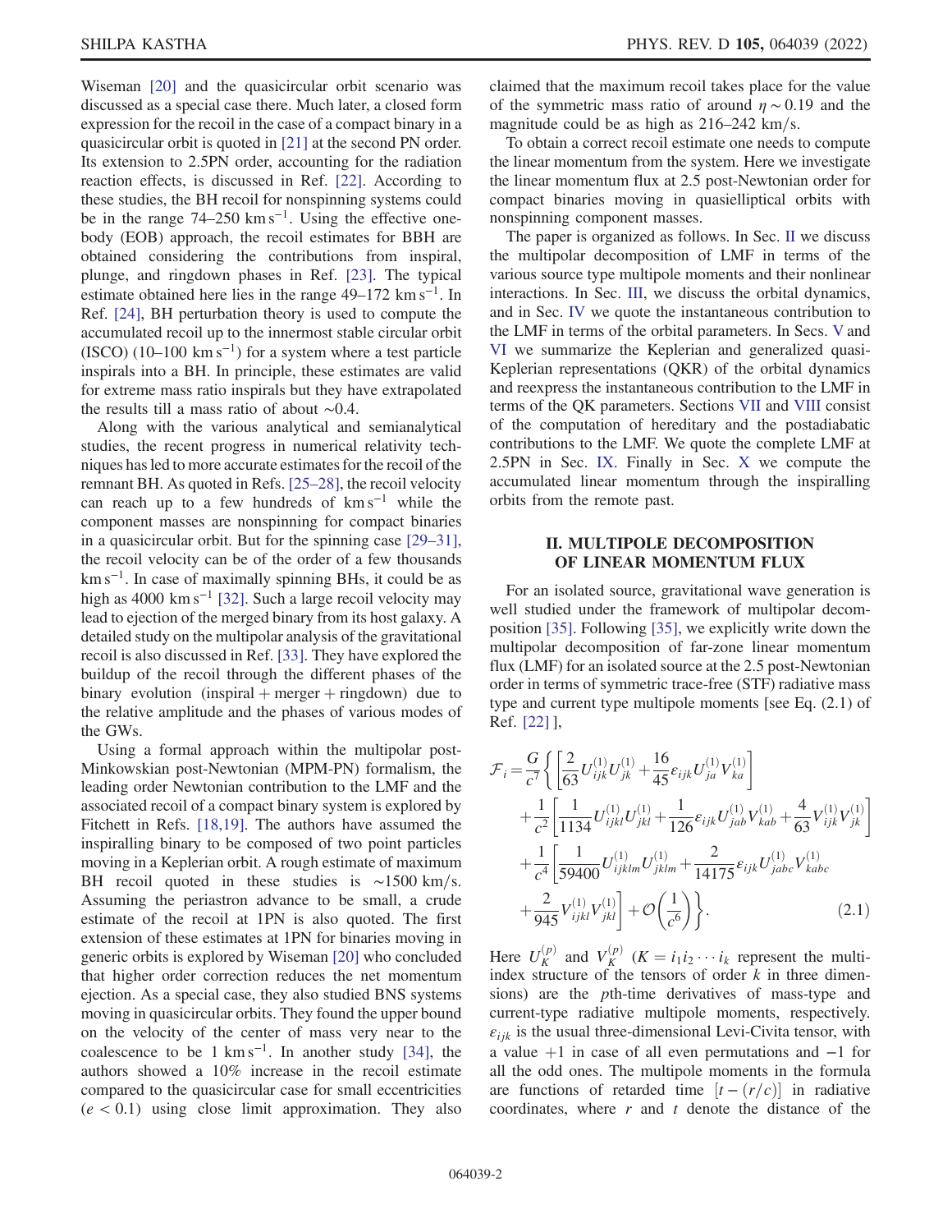Wiseman [20] and the quasicircular orbit scenario was discussed as a special case there. Much later, a closed form expression for the recoil in the case of a compact binary in a quasicircular orbit is quoted in [21] at the second PN order. Its extension to 2.5PN order, accounting for the radiation reaction effects, is discussed in Ref. [22]. According to these studies, the BH recoil for nonspinning systems could be in the range 74–250 $\mathrm{km\,s^{-1}}$. Using the effective one-body (EOB) approach, the recoil estimates for BBH are obtained considering the contributions from inspiral, plunge, and ringdown phases in Ref. [23]. The typical estimate obtained here lies in the range 49–172 $\mathrm{km\,s^{-1}}$. In Ref. [24], BH perturbation theory is used to compute the accumulated recoil up to the innermost stable circular orbit (ISCO) (10–100 $\mathrm{km\,s^{-1}}$) for a system where a test particle inspirals into a BH. In principle, these estimates are valid for extreme mass ratio inspirals but they have extrapolated the results till a mass ratio of about $\sim 0.4$.

Along with the various analytical and semianalytical studies, the recent progress in numerical relativity techniques has led to more accurate estimates for the recoil of the remnant BH. As quoted in Refs. [25–28], the recoil velocity can reach up to a few hundreds of $\mathrm{km\,s^{-1}}$ while the component masses are nonspinning for compact binaries in a quasicircular orbit. But for the spinning case [29–31], the recoil velocity can be of the order of a few thousands $\mathrm{km\,s^{-1}}$. In case of maximally spinning BHs, it could be as high as 4000 $\mathrm{km\,s^{-1}}$ [32]. Such a large recoil velocity may lead to ejection of the merged binary from its host galaxy. A detailed study on the multipolar analysis of the gravitational recoil is also discussed in Ref. [33]. They have explored the buildup of the recoil through the different phases of the binary evolution (inspiral + merger + ringdown) due to the relative amplitude and the phases of various modes of the GWs.

Using a formal approach within the multipolar post-Minkowskian post-Newtonian (MPM-PN) formalism, the leading order Newtonian contribution to the LMF and the associated recoil of a compact binary system is explored by Fitchett in Refs. [18,19]. The authors have assumed the inspiralling binary to be composed of two point particles moving in a Keplerian orbit. A rough estimate of maximum BH recoil quoted in these studies is $\sim 1500$ km/s. Assuming the periastron advance to be small, a crude estimate of the recoil at 1PN is also quoted. The first extension of these estimates at 1PN for binaries moving in generic orbits is explored by Wiseman [20] who concluded that higher order correction reduces the net momentum ejection. As a special case, they also studied BNS systems moving in quasicircular orbits. They found the upper bound on the velocity of the center of mass very near to the coalescence to be 1 $\mathrm{km\,s^{-1}}$. In another study [34], the authors showed a 10% increase in the recoil estimate compared to the quasicircular case for small eccentricities ($e < 0.1$) using close limit approximation. They also claimed that the maximum recoil takes place for the value of the symmetric mass ratio of around $\eta \sim 0.19$ and the magnitude could be as high as 216–242 km/s.

To obtain a correct recoil estimate one needs to compute the linear momentum from the system. Here we investigate the linear momentum flux at 2.5 post-Newtonian order for compact binaries moving in quasielliptical orbits with nonspinning component masses.

The paper is organized as follows. In Sec. II we discuss the multipolar decomposition of LMF in terms of the various source type multipole moments and their nonlinear interactions. In Sec. III, we discuss the orbital dynamics, and in Sec. IV we quote the instantaneous contribution to the LMF in terms of the orbital parameters. In Secs. V and VI we summarize the Keplerian and generalized quasi-Keplerian representations (QKR) of the orbital dynamics and reexpress the instantaneous contribution to the LMF in terms of the QK parameters. Sections VII and VIII consist of the computation of hereditary and the postadiabatic contributions to the LMF. We quote the complete LMF at 2.5PN in Sec. IX. Finally in Sec. X we compute the accumulated linear momentum through the inspiralling orbits from the remote past.

## II. MULTIPOLE DECOMPOSITION OF LINEAR MOMENTUM FLUX

For an isolated source, gravitational wave generation is well studied under the framework of multipolar decomposition [35]. Following [35], we explicitly write down the multipolar decomposition of far-zone linear momentum flux (LMF) for an isolated source at the 2.5 post-Newtonian order in terms of symmetric trace-free (STF) radiative mass type and current type multipole moments [see Eq. (2.1) of Ref. [22] ],

$$
\begin{aligned}
\mathcal{F}_i = \frac{G}{c^7}\Bigg\{ & \left[\frac{2}{63} U^{(1)}_{ijk} U^{(1)}_{jk} + \frac{16}{45}\varepsilon_{ijk} U^{(1)}_{ja} V^{(1)}_{ka}\right] \\
& + \frac{1}{c^2}\left[\frac{1}{1134} U^{(1)}_{ijkl} U^{(1)}_{jkl} + \frac{1}{126}\varepsilon_{ijk} U^{(1)}_{jab} V^{(1)}_{kab} + \frac{4}{63} V^{(1)}_{ijk} V^{(1)}_{jk}\right] \\
& + \frac{1}{c^4}\left[\frac{1}{59400} U^{(1)}_{ijklm} U^{(1)}_{jklm} + \frac{2}{14175}\varepsilon_{ijk} U^{(1)}_{jabc} V^{(1)}_{kabc} \right. \\
& \left. + \frac{2}{945} V^{(1)}_{ijkl} V^{(1)}_{jkl}\right] + \mathcal{O}\left(\frac{1}{c^6}\right)\Bigg\}. \qquad (2.1)
\end{aligned}
$$

Here $U^{(p)}_K$ and $V^{(p)}_K$ ($K = i_1 i_2 \cdots i_k$ represent the multi-index structure of the tensors of order $k$ in three dimensions) are the $p$th-time derivatives of mass-type and current-type radiative multipole moments, respectively. $\varepsilon_{ijk}$ is the usual three-dimensional Levi-Civita tensor, with a value $+1$ in case of all even permutations and $-1$ for all the odd ones. The multipole moments in the formula are functions of retarded time $[t - (r/c)]$ in radiative coordinates, where $r$ and $t$ denote the distance of the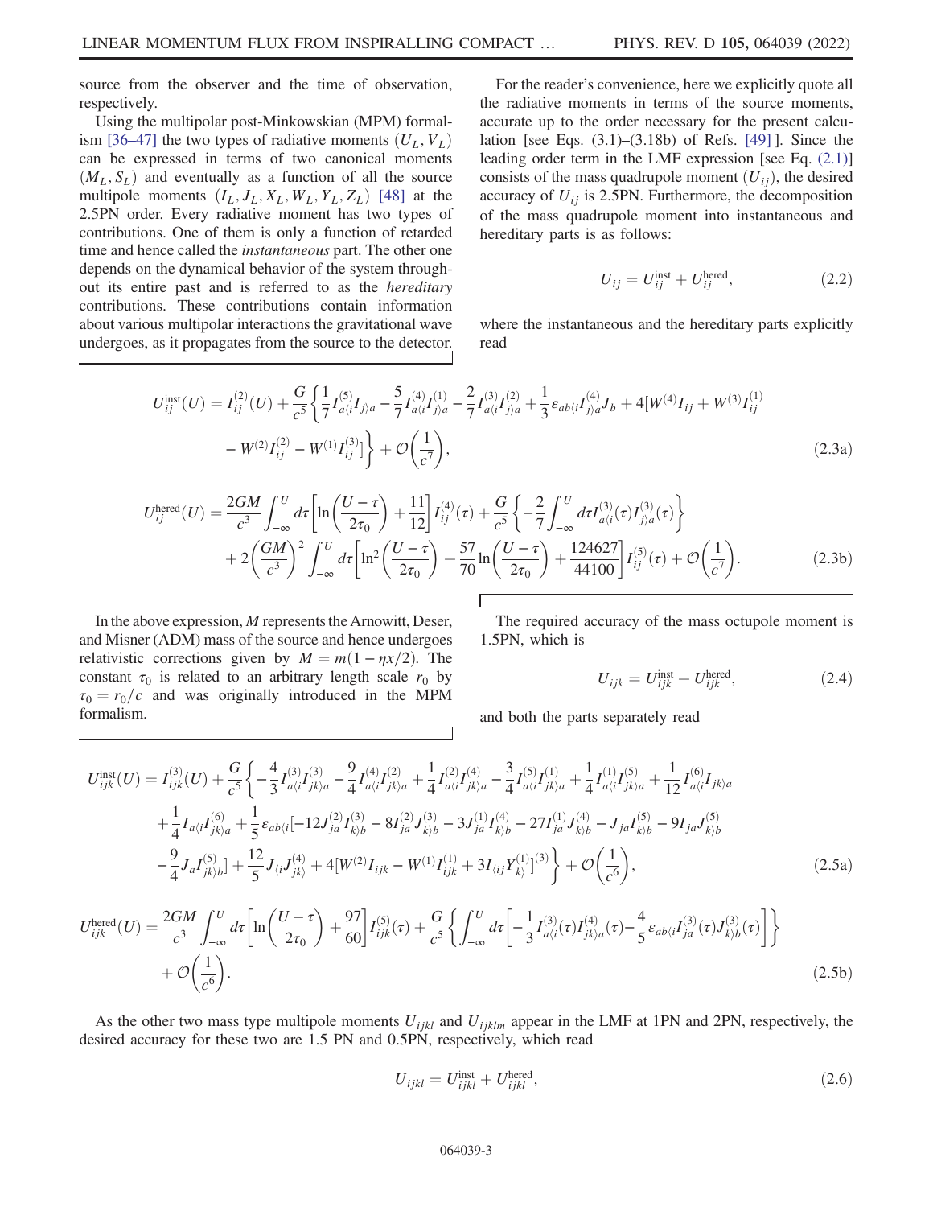source from the observer and the time of observation, respectively.

Using the multipolar post-Minkowskian (MPM) formalism [36–47] the two types of radiative moments $(U_L, V_L)$ can be expressed in terms of two canonical moments $(M_L, S_L)$ and eventually as a function of all the source multipole moments $(I_L, J_L, X_L, W_L, Y_L, Z_L)$ [48] at the 2.5PN order. Every radiative moment has two types of contributions. One of them is only a function of retarded time and hence called the *instantaneous* part. The other one depends on the dynamical behavior of the system throughout its entire past and is referred to as the *hereditary* contributions. These contributions contain information about various multipolar interactions the gravitational wave undergoes, as it propagates from the source to the detector.

For the reader's convenience, here we explicitly quote all the radiative moments in terms of the source moments, accurate up to the order necessary for the present calculation [see Eqs. (3.1)–(3.18b) of Refs. [49]]. Since the leading order term in the LMF expression [see Eq. (2.1)] consists of the mass quadrupole moment $(U_{ij})$, the desired accuracy of $U_{ij}$ is 2.5PN. Furthermore, the decomposition of the mass quadrupole moment into instantaneous and hereditary parts is as follows:

$$U_{ij} = U_{ij}^{\rm inst} + U_{ij}^{\rm hered}, \tag{2.2}$$

where the instantaneous and the hereditary parts explicitly read

$$U_{ij}^{\rm inst}(U) = I_{ij}^{(2)}(U) + \frac{G}{c^5}\left\{\frac{1}{7}I^{(5)}_{a\langle i}I_{j\rangle a} - \frac{5}{7}I^{(4)}_{a\langle i}I^{(1)}_{j\rangle a} - \frac{2}{7}I^{(3)}_{a\langle i}I^{(2)}_{j\rangle a} + \frac{1}{3}\varepsilon_{ab\langle i}I^{(4)}_{j\rangle a}J_b + 4[W^{(4)}I_{ij} + W^{(3)}I^{(1)}_{ij} - W^{(2)}I^{(2)}_{ij} - W^{(1)}I^{(3)}_{ij}]\right\} + \mathcal{O}\left(\frac{1}{c^7}\right), \tag{2.3a}$$

$$U_{ij}^{\rm hered}(U) = \frac{2GM}{c^3}\int_{-\infty}^{U} d\tau\left[\ln\left(\frac{U-\tau}{2\tau_0}\right) + \frac{11}{12}\right]I^{(4)}_{ij}(\tau) + \frac{G}{c^5}\left\{-\frac{2}{7}\int_{-\infty}^{U} d\tau I^{(3)}_{a\langle i}(\tau)I^{(3)}_{j\rangle a}(\tau)\right\} + 2\left(\frac{GM}{c^3}\right)^2\int_{-\infty}^{U} d\tau\left[\ln^2\left(\frac{U-\tau}{2\tau_0}\right) + \frac{57}{70}\ln\left(\frac{U-\tau}{2\tau_0}\right) + \frac{124627}{44100}\right]I^{(5)}_{ij}(\tau) + \mathcal{O}\left(\frac{1}{c^7}\right). \tag{2.3b}$$

In the above expression, $M$ represents the Arnowitt, Deser, and Misner (ADM) mass of the source and hence undergoes relativistic corrections given by $M = m(1 - \eta x/2)$. The constant $\tau_0$ is related to an arbitrary length scale $r_0$ by $\tau_0 = r_0/c$ and was originally introduced in the MPM formalism.

The required accuracy of the mass octupole moment is 1.5PN, which is

$$U_{ijk} = U_{ijk}^{\rm inst} + U_{ijk}^{\rm hered}, \tag{2.4}$$

and both the parts separately read

$$U_{ijk}^{\rm inst}(U) = I_{ijk}^{(3)}(U) + \frac{G}{c^5}\left\{-\frac{4}{3}I^{(3)}_{a\langle i}I^{(3)}_{jk\rangle a} - \frac{9}{4}I^{(4)}_{a\langle i}I^{(2)}_{jk\rangle a} + \frac{1}{4}I^{(2)}_{a\langle i}I^{(4)}_{jk\rangle a} - \frac{3}{4}I^{(5)}_{a\langle i}I^{(1)}_{jk\rangle a} + \frac{1}{4}I^{(1)}_{a\langle i}I^{(5)}_{jk\rangle a} + \frac{1}{12}I^{(6)}_{a\langle i}I_{jk\rangle a} + \frac{1}{4}I_{a\langle i}I^{(6)}_{jk\rangle a} + \frac{1}{5}\varepsilon_{ab\langle i}[-12J^{(2)}_{ja}I^{(3)}_{k\rangle b} - 8I^{(2)}_{ja}J^{(3)}_{k\rangle b} - 3J^{(1)}_{ja}I^{(4)}_{k\rangle b} - 27I^{(1)}_{ja}J^{(4)}_{k\rangle b} - J_{ja}I^{(5)}_{k\rangle b} - 9I_{ja}J^{(5)}_{k\rangle b} - \frac{9}{4}J_aI^{(5)}_{jk\rangle b}] + \frac{12}{5}J_{\langle i}J^{(4)}_{jk\rangle} + 4[W^{(2)}I_{ijk} - W^{(1)}I^{(1)}_{ijk} + 3I_{\langle ij}Y^{(1)}_{k\rangle}]^{(3)}\right\} + \mathcal{O}\left(\frac{1}{c^6}\right), \tag{2.5a}$$

$$U_{ijk}^{\rm hered}(U) = \frac{2GM}{c^3}\int_{-\infty}^{U} d\tau\left[\ln\left(\frac{U-\tau}{2\tau_0}\right) + \frac{97}{60}\right]I^{(5)}_{ijk}(\tau) + \frac{G}{c^5}\left\{\int_{-\infty}^{U} d\tau\left[-\frac{1}{3}I^{(3)}_{a\langle i}(\tau)I^{(4)}_{jk\rangle a}(\tau) - \frac{4}{5}\varepsilon_{ab\langle i}I^{(3)}_{ja}(\tau)J^{(3)}_{k\rangle b}(\tau)\right]\right\} + \mathcal{O}\left(\frac{1}{c^6}\right). \tag{2.5b}$$

As the other two mass type multipole moments $U_{ijkl}$ and $U_{ijklm}$ appear in the LMF at 1PN and 2PN, respectively, the desired accuracy for these two are 1.5 PN and 0.5PN, respectively, which read

$$U_{ijkl} = U_{ijkl}^{\rm inst} + U_{ijkl}^{\rm hered}, \tag{2.6}$$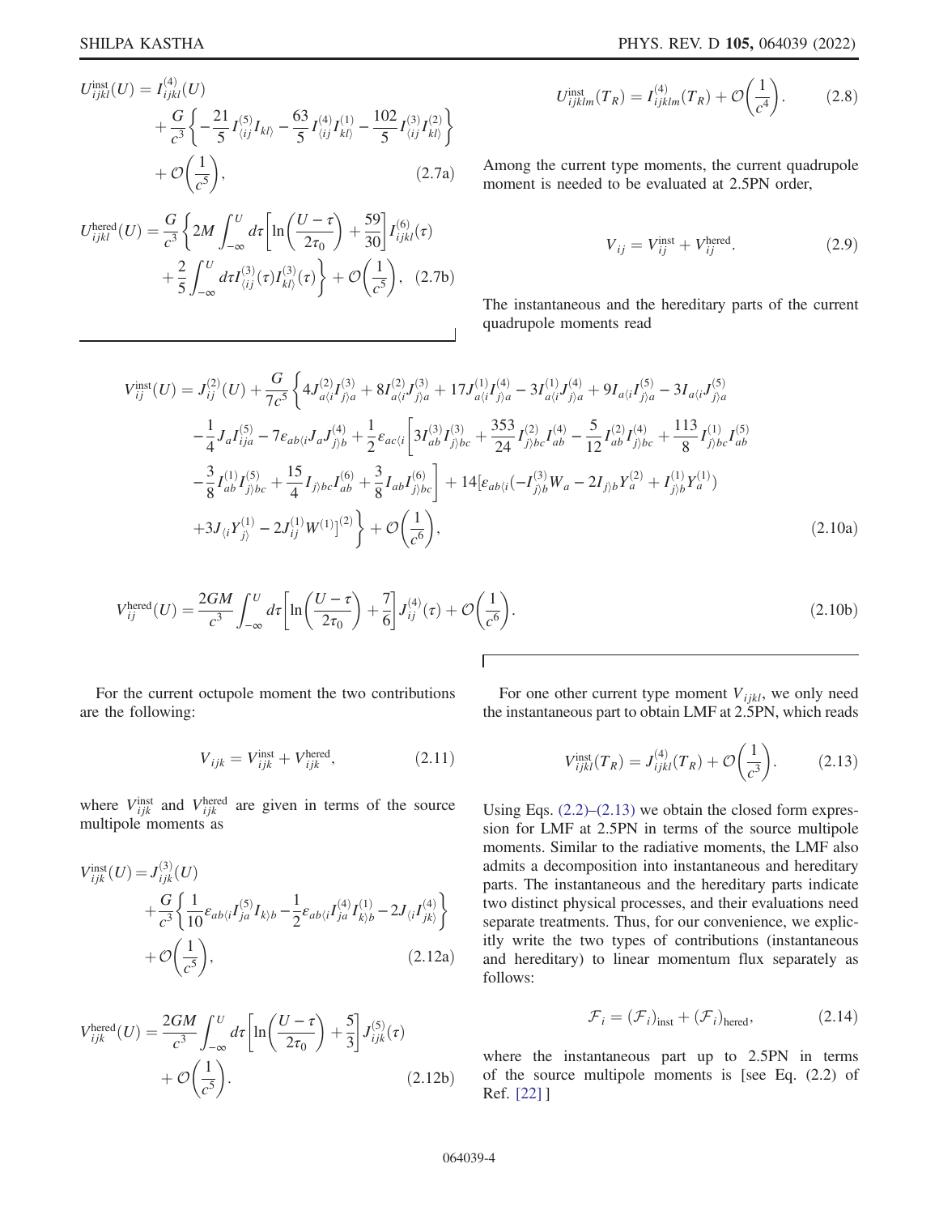$$U^{\rm inst}_{ijkl}(U) = I^{(4)}_{ijkl}(U) + \frac{G}{c^3}\left\{-\frac{21}{5}I^{(5)}_{\langle ij}I_{kl\rangle} - \frac{63}{5}I^{(4)}_{\langle ij}I^{(1)}_{kl\rangle} - \frac{102}{5}I^{(3)}_{\langle ij}I^{(2)}_{kl\rangle}\right\} + \mathcal{O}\left(\frac{1}{c^5}\right), \tag{2.7a}$$

$$U^{\rm hered}_{ijkl}(U) = \frac{G}{c^3}\left\{2M\int_{-\infty}^{U}d\tau\left[\ln\left(\frac{U-\tau}{2\tau_0}\right)+\frac{59}{30}\right]I^{(6)}_{ijkl}(\tau) + \frac{2}{5}\int_{-\infty}^{U}d\tau I^{(3)}_{\langle ij}(\tau)I^{(3)}_{kl\rangle}(\tau)\right\} + \mathcal{O}\left(\frac{1}{c^5}\right), \tag{2.7b}$$

$$U^{\rm inst}_{ijklm}(T_R) = I^{(4)}_{ijklm}(T_R) + \mathcal{O}\left(\frac{1}{c^4}\right). \tag{2.8}$$

Among the current type moments, the current quadrupole moment is needed to be evaluated at 2.5PN order,

$$V_{ij} = V^{\rm inst}_{ij} + V^{\rm hered}_{ij}. \tag{2.9}$$

The instantaneous and the hereditary parts of the current quadrupole moments read

$$\begin{aligned} V^{\rm inst}_{ij}(U) = {}& J^{(2)}_{ij}(U) + \frac{G}{7c^5}\Bigg\{4J^{(2)}_{a\langle i}I^{(3)}_{j\rangle a} + 8I^{(2)}_{a\langle i}J^{(3)}_{j\rangle a} + 17J^{(1)}_{a\langle i}I^{(4)}_{j\rangle a} - 3I^{(1)}_{a\langle i}J^{(4)}_{j\rangle a} + 9I_{a\langle i}J^{(5)}_{j\rangle a} - 3I_{a\langle i}J^{(5)}_{j\rangle a} \\ & -\frac{1}{4}J_aI^{(5)}_{ija} - 7\varepsilon_{ab\langle i}J_aJ^{(4)}_{j\rangle b} + \frac{1}{2}\varepsilon_{ac\langle i}\bigg[3I^{(3)}_{ab}I^{(3)}_{j\rangle bc} + \frac{353}{24}I^{(2)}_{j\rangle bc}I^{(4)}_{ab} - \frac{5}{12}I^{(2)}_{ab}I^{(4)}_{j\rangle bc} + \frac{113}{8}I^{(1)}_{j\rangle bc}I^{(5)}_{ab} \\ & -\frac{3}{8}I^{(1)}_{ab}I^{(5)}_{j\rangle bc} + \frac{15}{4}I_{j\rangle bc}I^{(6)}_{ab} + \frac{3}{8}I_{ab}I^{(6)}_{j\rangle bc}\bigg] + 14[\varepsilon_{ab\langle i}(-I^{(3)}_{j\rangle b}W_a - 2I_{j\rangle b}Y^{(2)}_a + I^{(1)}_{j\rangle b}Y^{(1)}_a) \\ & +3J_{\langle i}Y^{(1)}_{j\rangle} - 2J^{(1)}_{ij}W^{(1)}]^{(2)}\Bigg\} + \mathcal{O}\left(\frac{1}{c^6}\right), \end{aligned} \tag{2.10a}$$

$$V^{\rm hered}_{ij}(U) = \frac{2GM}{c^3}\int_{-\infty}^{U}d\tau\left[\ln\left(\frac{U-\tau}{2\tau_0}\right)+\frac{7}{6}\right]J^{(4)}_{ij}(\tau) + \mathcal{O}\left(\frac{1}{c^6}\right). \tag{2.10b}$$

For the current octupole moment the two contributions are the following:

$$V_{ijk} = V^{\rm inst}_{ijk} + V^{\rm hered}_{ijk}, \tag{2.11}$$

where $V^{\rm inst}_{ijk}$ and $V^{\rm hered}_{ijk}$ are given in terms of the source multipole moments as

$$V^{\rm inst}_{ijk}(U) = J^{(3)}_{ijk}(U) + \frac{G}{c^3}\left\{\frac{1}{10}\varepsilon_{ab\langle i}I^{(5)}_{ja}I_{k\rangle b} - \frac{1}{2}\varepsilon_{ab\langle i}I^{(4)}_{ja}I^{(1)}_{k\rangle b} - 2J_{\langle i}I^{(4)}_{jk\rangle}\right\} + \mathcal{O}\left(\frac{1}{c^5}\right), \tag{2.12a}$$

$$V^{\rm hered}_{ijk}(U) = \frac{2GM}{c^3}\int_{-\infty}^{U}d\tau\left[\ln\left(\frac{U-\tau}{2\tau_0}\right)+\frac{5}{3}\right]J^{(5)}_{ijk}(\tau) + \mathcal{O}\left(\frac{1}{c^5}\right). \tag{2.12b}$$

For one other current type moment $V_{ijkl}$, we only need the instantaneous part to obtain LMF at 2.5PN, which reads

$$V^{\rm inst}_{ijkl}(T_R) = J^{(4)}_{ijkl}(T_R) + \mathcal{O}\left(\frac{1}{c^3}\right). \tag{2.13}$$

Using Eqs. (2.2)–(2.13) we obtain the closed form expression for LMF at 2.5PN in terms of the source multipole moments. Similar to the radiative moments, the LMF also admits a decomposition into instantaneous and hereditary parts. The instantaneous and the hereditary parts indicate two distinct physical processes, and their evaluations need separate treatments. Thus, for our convenience, we explicitly write the two types of contributions (instantaneous and hereditary) to linear momentum flux separately as follows:

$$\mathcal{F}_i = (\mathcal{F}_i)_{\rm inst} + (\mathcal{F}_i)_{\rm hered}, \tag{2.14}$$

where the instantaneous part up to 2.5PN in terms of the source multipole moments is [see Eq. (2.2) of Ref. [22] ]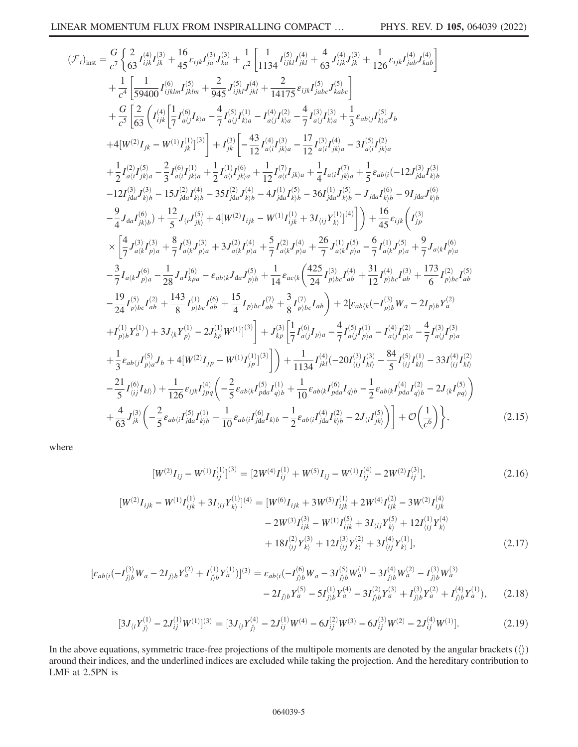$$
\begin{aligned}
(\mathcal{F}_i)_{\rm inst} = \frac{G}{c^7}\Bigg\{ & \frac{2}{63} I^{(4)}_{ijk} I^{(3)}_{jk} + \frac{16}{45}\varepsilon_{ijk} I^{(3)}_{ja} J^{(3)}_{ka} + \frac{1}{c^2}\left[\frac{1}{1134} I^{(5)}_{ijkl} I^{(4)}_{jkl} + \frac{4}{63} J^{(4)}_{ijk} J^{(3)}_{jk} + \frac{1}{126}\varepsilon_{ijk} I^{(4)}_{jab} J^{(4)}_{kab}\right] \\
& + \frac{1}{c^4}\left[\frac{1}{59400} I^{(6)}_{ijklm} I^{(5)}_{jklm} + \frac{2}{945} J^{(5)}_{ijkl} J^{(4)}_{jkl} + \frac{2}{14175}\varepsilon_{ijk} I^{(5)}_{jabc} J^{(5)}_{kabc}\right] \\
& + \frac{G}{c^5}\Bigg[\frac{2}{63}\Bigg( I^{(4)}_{ijk}\Bigg[\frac{1}{7} I^{(6)}_{a\langle j} I_{k\rangle a} - \frac{4}{7} I^{(5)}_{a\langle j} I^{(1)}_{k\rangle a} - I^{(4)}_{a\langle j} I^{(2)}_{k\rangle a} - \frac{4}{7} I^{(3)}_{a\langle j} I^{(3)}_{k\rangle a} + \frac{1}{3}\varepsilon_{ab\langle j} I^{(5)}_{k\rangle a} J_b \\
& + 4[W^{(2)} I_{jk} - W^{(1)} I^{(1)}_{jk}]^{(3)}\Bigg] + I^{(3)}_{jk}\Bigg[-\frac{43}{12} I^{(4)}_{a\langle i} I^{(3)}_{jk\rangle a} - \frac{17}{12} I^{(3)}_{a\langle i} I^{(4)}_{jk\rangle a} - 3 I^{(5)}_{a\langle i} I^{(2)}_{jk\rangle a} \\
& + \frac{1}{2} I^{(2)}_{a\langle i} I^{(5)}_{jk\rangle a} - \frac{2}{3} I^{(6)}_{a\langle i} I^{(1)}_{jk\rangle a} + \frac{1}{2} I^{(1)}_{a\langle i} I^{(6)}_{jk\rangle a} + \frac{1}{12} I^{(7)}_{a\langle i} I_{jk\rangle a} + \frac{1}{4} I_{a\langle i} I^{(7)}_{jk\rangle a} + \frac{1}{5}\varepsilon_{ab\langle i}\big(-12 J^{(3)}_{j\underline{d}a} I^{(3)}_{k\rangle b} \\
& - 12 I^{(3)}_{j\underline{d}a} J^{(3)}_{k\rangle b} - 15 J^{(2)}_{j\underline{d}a} I^{(4)}_{k\rangle b} - 35 I^{(2)}_{j\underline{d}a} J^{(4)}_{k\rangle b} - 4 J^{(1)}_{j\underline{d}a} I^{(5)}_{k\rangle b} - 36 I^{(1)}_{j\underline{d}a} J^{(5)}_{k\rangle b} - J_{j\underline{d}a} I^{(6)}_{k\rangle b} - 9 I_{j\underline{d}a} J^{(6)}_{k\rangle b} \\
& - \frac{9}{4} J_{\underline{d}a} I^{(6)}_{jk\rangle b}\big) + \frac{12}{5} J_{\langle i} J^{(5)}_{jk\rangle} + 4[W^{(2)} I_{ijk} - W^{(1)} I^{(1)}_{ijk} + 3 I_{\langle ij} Y^{(1)}_{k\rangle}]^{(4)}\Bigg]\Bigg) + \frac{16}{45}\varepsilon_{ijk}\Bigg( I^{(3)}_{jp} \\
& \times\Bigg[\frac{4}{7} J^{(3)}_{a\langle k} I^{(3)}_{p\rangle a} + \frac{8}{7} I^{(3)}_{a\langle k} J^{(3)}_{p\rangle a} + 3 J^{(2)}_{a\langle k} I^{(4)}_{p\rangle a} + \frac{5}{7} I^{(2)}_{a\langle k} J^{(4)}_{p\rangle a} + \frac{26}{7} J^{(1)}_{a\langle k} I^{(5)}_{p\rangle a} - \frac{6}{7} I^{(1)}_{a\langle k} J^{(5)}_{p\rangle a} + \frac{9}{7} J_{a\langle k} I^{(6)}_{p\rangle a} \\
& - \frac{3}{7} I_{a\langle k} J^{(6)}_{p\rangle a} - \frac{1}{28} J_a I^{(6)}_{kpa} - \varepsilon_{ab\langle k} J_{\underline{d}a} J^{(5)}_{p\rangle b} + \frac{1}{14}\varepsilon_{ac\langle k}\Bigg(\frac{425}{24} I^{(3)}_{p\rangle bc} I^{(4)}_{ab} + \frac{31}{12} I^{(4)}_{p\rangle bc} I^{(3)}_{ab} + \frac{173}{6} I^{(2)}_{p\rangle bc} I^{(5)}_{ab} \\
& - \frac{19}{24} I^{(5)}_{p\rangle bc} I^{(2)}_{ab} + \frac{143}{8} I^{(1)}_{p\rangle bc} I^{(6)}_{ab} + \frac{15}{4} I_{p\rangle bc} I^{(7)}_{ab} + \frac{3}{8} I^{(7)}_{p\rangle bc} I_{ab}\Bigg) + 2[\varepsilon_{ab\langle k}(-I^{(3)}_{p\rangle b} W_a - 2 I_{p\rangle b} Y^{(2)}_a \\
& + I^{(1)}_{p\rangle b} Y^{(1)}_a) + 3 J_{\langle k} Y^{(1)}_{p\rangle} - 2 J^{(1)}_{kp} W^{(1)}]^{(3)}\Bigg] + J^{(3)}_{kp}\Bigg[\frac{1}{7} I^{(6)}_{a\langle j} I_{p\rangle a} - \frac{4}{7} I^{(5)}_{a\langle j} I^{(1)}_{p\rangle a} - I^{(4)}_{a\langle j} I^{(2)}_{p\rangle a} - \frac{4}{7} I^{(3)}_{a\langle j} I^{(3)}_{p\rangle a} \\
& + \frac{1}{3}\varepsilon_{ab\langle j} I^{(5)}_{p\rangle a} J_b + 4[W^{(2)} I_{jp} - W^{(1)} I^{(1)}_{jp}]^{(3)}\Bigg]\Bigg) + \frac{1}{1134} I^{(4)}_{jkl}\Big(-20 I^{(3)}_{\langle ij} I^{(3)}_{kl\rangle} - \frac{84}{5} I^{(5)}_{\langle ij} I^{(1)}_{kl\rangle} - 33 I^{(4)}_{\langle ij} I^{(2)}_{kl\rangle} \\
& - \frac{21}{5} I^{(6)}_{\langle ij} I_{kl\rangle}\Big) + \frac{1}{126}\varepsilon_{ijk} I^{(4)}_{jpq}\Bigg(-\frac{2}{5}\varepsilon_{ab\langle k} I^{(5)}_{p\underline{d}a} I^{(1)}_{q\rangle b} + \frac{1}{10}\varepsilon_{ab\langle k} I^{(6)}_{p\underline{d}a} I_{q\rangle b} - \frac{1}{2}\varepsilon_{ab\langle k} I^{(4)}_{p\underline{d}a} I^{(2)}_{q\rangle b} - 2 J_{\langle k} I^{(5)}_{pq\rangle}\Bigg) \\
& + \frac{4}{63} J^{(3)}_{jk}\Bigg(-\frac{2}{5}\varepsilon_{ab\langle i} I^{(5)}_{j\underline{d}a} I^{(1)}_{k\rangle b} + \frac{1}{10}\varepsilon_{ab\langle i} I^{(6)}_{j\underline{d}a} I_{k\rangle b} - \frac{1}{2}\varepsilon_{ab\langle i} I^{(4)}_{j\underline{d}a} I^{(2)}_{k\rangle b} - 2 J_{\langle i} I^{(5)}_{jk\rangle}\Bigg)\Bigg] + \mathcal{O}\left(\frac{1}{c^6}\right)\Bigg\}, 
\end{aligned}
\tag{2.15}
$$

where

$$
[W^{(2)} I_{ij} - W^{(1)} I^{(1)}_{ij}]^{(3)} = [2 W^{(4)} I^{(1)}_{ij} + W^{(5)} I_{ij} - W^{(1)} I^{(4)}_{ij} - 2 W^{(2)} I^{(3)}_{ij}], \tag{2.16}
$$

$$
\begin{aligned}
[W^{(2)} I_{ijk} - W^{(1)} I^{(1)}_{ijk} + 3 I_{\langle ij} Y^{(1)}_{k\rangle}]^{(4)} = [& W^{(6)} I_{ijk} + 3 W^{(5)} I^{(1)}_{ijk} + 2 W^{(4)} I^{(2)}_{ijk} - 3 W^{(2)} I^{(4)}_{ijk} \\
& - 2 W^{(3)} I^{(3)}_{ijk} - W^{(1)} I^{(5)}_{ijk} + 3 I_{\langle ij} Y^{(5)}_{k\rangle} + 12 I^{(1)}_{\langle ij} Y^{(4)}_{k\rangle} \\
& + 18 I^{(2)}_{\langle ij} Y^{(3)}_{k\rangle} + 12 I^{(3)}_{\langle ij} Y^{(2)}_{k\rangle} + 3 I^{(4)}_{\langle ij} Y^{(1)}_{k\rangle}],
\end{aligned}
\tag{2.17}
$$

$$
\begin{aligned}
[\varepsilon_{ab\langle i}(-I^{(3)}_{j\rangle b} W_a - 2 I_{j\rangle b} Y^{(2)}_a + I^{(1)}_{j\rangle b} Y^{(1)}_a)]^{(3)} = \varepsilon_{ab\langle i}(& -I^{(6)}_{j\rangle b} W_a - 3 I^{(5)}_{j\rangle b} W^{(1)}_a - 3 I^{(4)}_{j\rangle b} W^{(2)}_a - I^{(3)}_{j\rangle b} W^{(3)}_a \\
& - 2 I_{j\rangle b} Y^{(5)}_a - 5 I^{(1)}_{j\rangle b} Y^{(4)}_a - 3 I^{(2)}_{j\rangle b} Y^{(3)}_a + I^{(3)}_{j\rangle b} Y^{(2)}_a + I^{(4)}_{j\rangle b} Y^{(1)}_a),
\end{aligned}
\tag{2.18}
$$

$$
[3 J_{\langle i} Y^{(1)}_{j\rangle} - 2 J^{(1)}_{ij} W^{(1)}]^{(3)} = [3 J_{\langle i} Y^{(4)}_{j\rangle} - 2 J^{(1)}_{ij} W^{(4)} - 6 J^{(2)}_{ij} W^{(3)} - 6 J^{(3)}_{ij} W^{(2)} - 2 J^{(4)}_{ij} W^{(1)}]. \tag{2.19}
$$

In the above equations, symmetric trace-free projections of the multipole moments are denoted by the angular brackets ($\langle\rangle$) around their indices, and the underlined indices are excluded while taking the projection. And the hereditary contribution to LMF at 2.5PN is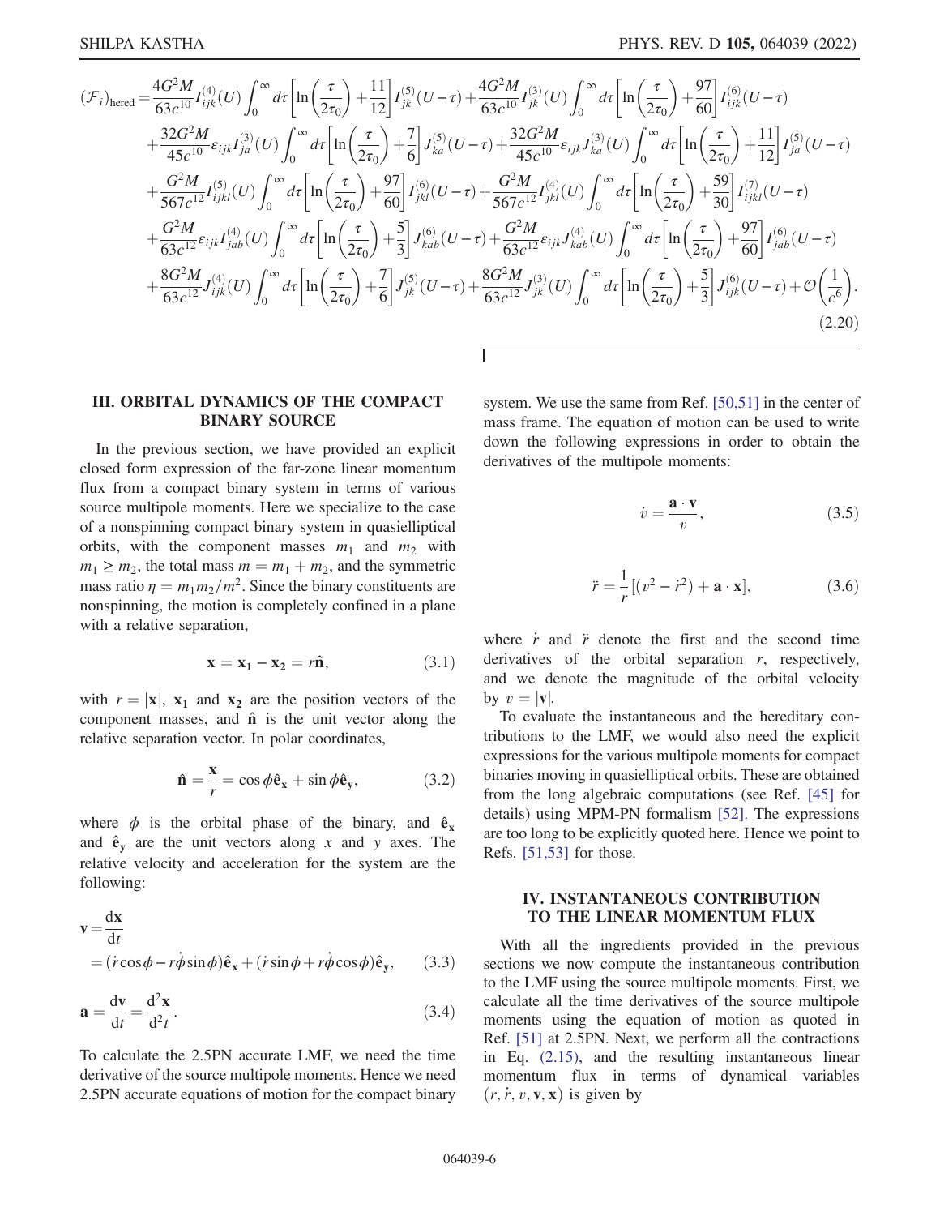$$
\begin{aligned}
(\mathcal{F}_i)_{\rm hered} =& \frac{4G^2M}{63c^{10}} I^{(4)}_{ijk}(U) \int_0^\infty d\tau \left[\ln\left(\frac{\tau}{2\tau_0}\right) + \frac{11}{12}\right] I^{(5)}_{jk}(U-\tau) + \frac{4G^2M}{63c^{10}} I^{(3)}_{jk}(U) \int_0^\infty d\tau \left[\ln\left(\frac{\tau}{2\tau_0}\right) + \frac{97}{60}\right] I^{(6)}_{ijk}(U-\tau) \\
&+ \frac{32G^2M}{45c^{10}} \varepsilon_{ijk} I^{(3)}_{ja}(U) \int_0^\infty d\tau \left[\ln\left(\frac{\tau}{2\tau_0}\right) + \frac{7}{6}\right] J^{(5)}_{ka}(U-\tau) + \frac{32G^2M}{45c^{10}} \varepsilon_{ijk} J^{(3)}_{ka}(U) \int_0^\infty d\tau \left[\ln\left(\frac{\tau}{2\tau_0}\right) + \frac{11}{12}\right] I^{(5)}_{ja}(U-\tau) \\
&+ \frac{G^2M}{567c^{12}} I^{(5)}_{ijkl}(U) \int_0^\infty d\tau \left[\ln\left(\frac{\tau}{2\tau_0}\right) + \frac{97}{60}\right] I^{(6)}_{jkl}(U-\tau) + \frac{G^2M}{567c^{12}} I^{(4)}_{jkl}(U) \int_0^\infty d\tau \left[\ln\left(\frac{\tau}{2\tau_0}\right) + \frac{59}{30}\right] I^{(7)}_{ijkl}(U-\tau) \\
&+ \frac{G^2M}{63c^{12}} \varepsilon_{ijk} I^{(4)}_{jab}(U) \int_0^\infty d\tau \left[\ln\left(\frac{\tau}{2\tau_0}\right) + \frac{5}{3}\right] J^{(6)}_{kab}(U-\tau) + \frac{G^2M}{63c^{12}} \varepsilon_{ijk} J^{(4)}_{kab}(U) \int_0^\infty d\tau \left[\ln\left(\frac{\tau}{2\tau_0}\right) + \frac{97}{60}\right] I^{(6)}_{jab}(U-\tau) \\
&+ \frac{8G^2M}{63c^{12}} J^{(4)}_{ijk}(U) \int_0^\infty d\tau \left[\ln\left(\frac{\tau}{2\tau_0}\right) + \frac{7}{6}\right] J^{(5)}_{jk}(U-\tau) + \frac{8G^2M}{63c^{12}} J^{(3)}_{jk}(U) \int_0^\infty d\tau \left[\ln\left(\frac{\tau}{2\tau_0}\right) + \frac{5}{3}\right] J^{(6)}_{ijk}(U-\tau) + \mathcal{O}\left(\frac{1}{c^6}\right).
\end{aligned}
\tag{2.20}
$$

## III. ORBITAL DYNAMICS OF THE COMPACT BINARY SOURCE

In the previous section, we have provided an explicit closed form expression of the far-zone linear momentum flux from a compact binary system in terms of various source multipole moments. Here we specialize to the case of a nonspinning compact binary system in quasielliptical orbits, with the component masses $m_1$ and $m_2$ with $m_1 \geq m_2$, the total mass $m = m_1 + m_2$, and the symmetric mass ratio $\eta = m_1 m_2/m^2$. Since the binary constituents are nonspinning, the motion is completely confined in a plane with a relative separation,

$$
\mathbf{x} = \mathbf{x_1} - \mathbf{x_2} = r\hat{\mathbf{n}}, \tag{3.1}
$$

with $r = |\mathbf{x}|$, $\mathbf{x_1}$ and $\mathbf{x_2}$ are the position vectors of the component masses, and $\hat{\mathbf{n}}$ is the unit vector along the relative separation vector. In polar coordinates,

$$
\hat{\mathbf{n}} = \frac{\mathbf{x}}{r} = \cos\phi \hat{\mathbf{e}}_\mathbf{x} + \sin\phi \hat{\mathbf{e}}_\mathbf{y}, \tag{3.2}
$$

where $\phi$ is the orbital phase of the binary, and $\hat{\mathbf{e}}_\mathbf{x}$ and $\hat{\mathbf{e}}_\mathbf{y}$ are the unit vectors along $x$ and $y$ axes. The relative velocity and acceleration for the system are the following:

$$
\mathbf{v} = \frac{\mathrm{d}\mathbf{x}}{\mathrm{d}t} = (\dot{r}\cos\phi - r\dot{\phi}\sin\phi)\hat{\mathbf{e}}_\mathbf{x} + (\dot{r}\sin\phi + r\dot{\phi}\cos\phi)\hat{\mathbf{e}}_\mathbf{y}, \tag{3.3}
$$

$$
\mathbf{a} = \frac{\mathrm{d}\mathbf{v}}{\mathrm{d}t} = \frac{\mathrm{d}^2\mathbf{x}}{\mathrm{d}^2 t}. \tag{3.4}
$$

To calculate the 2.5PN accurate LMF, we need the time derivative of the source multipole moments. Hence we need 2.5PN accurate equations of motion for the compact binary system. We use the same from Ref. [50,51] in the center of mass frame. The equation of motion can be used to write down the following expressions in order to obtain the derivatives of the multipole moments:

$$
\dot{v} = \frac{\mathbf{a}\cdot\mathbf{v}}{v}, \tag{3.5}
$$

$$
\ddot{r} = \frac{1}{r}\left[(v^2 - \dot{r}^2) + \mathbf{a}\cdot\mathbf{x}\right], \tag{3.6}
$$

where $\dot{r}$ and $\ddot{r}$ denote the first and the second time derivatives of the orbital separation $r$, respectively, and we denote the magnitude of the orbital velocity by $v = |\mathbf{v}|$.

To evaluate the instantaneous and the hereditary contributions to the LMF, we would also need the explicit expressions for the various multipole moments for compact binaries moving in quasielliptical orbits. These are obtained from the long algebraic computations (see Ref. [45] for details) using MPM-PN formalism [52]. The expressions are too long to be explicitly quoted here. Hence we point to Refs. [51,53] for those.

## IV. INSTANTANEOUS CONTRIBUTION TO THE LINEAR MOMENTUM FLUX

With all the ingredients provided in the previous sections we now compute the instantaneous contribution to the LMF using the source multipole moments. First, we calculate all the time derivatives of the source multipole moments using the equation of motion as quoted in Ref. [51] at 2.5PN. Next, we perform all the contractions in Eq. (2.15), and the resulting instantaneous linear momentum flux in terms of dynamical variables $(r, \dot{r}, v, \mathbf{v}, \mathbf{x})$ is given by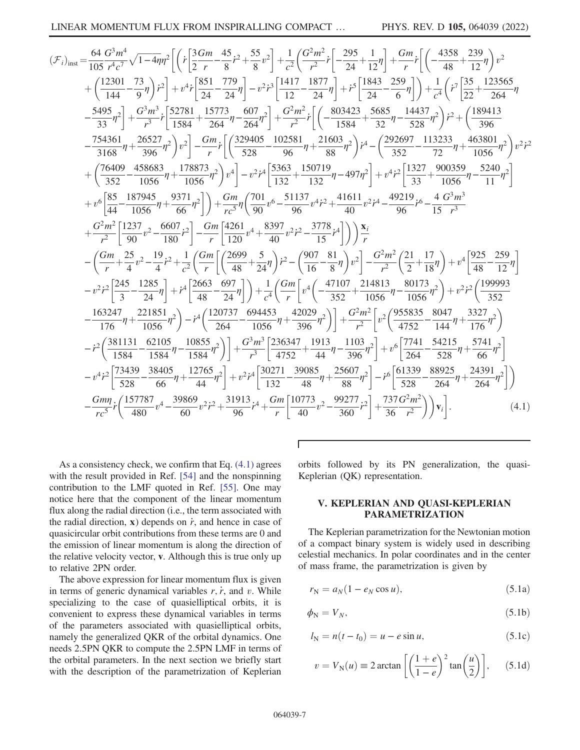$$
\begin{aligned}
(\mathcal{F}_i)_{\rm inst} =& \frac{64}{105}\frac{G^3m^4}{r^4c^7}\sqrt{1-4\eta}\eta^2\Bigg[\Bigg(\dot{r}\left[\frac{3}{2}\frac{Gm}{r}-\frac{45}{8}\dot{r}^2+\frac{55}{8}v^2\right]+\frac{1}{c^2}\Bigg(\frac{G^2m^2}{r^2}\dot{r}\left[-\frac{295}{24}+\frac{1}{12}\eta\right]+\frac{Gm}{r}\dot{r}\Bigg[\left(-\frac{4358}{48}+\frac{239}{12}\eta\right)v^2 \\
&+\left(\frac{12301}{144}-\frac{73}{9}\eta\right)\dot{r}^2\Bigg]+v^4\dot{r}\left[\frac{851}{24}-\frac{779}{24}\eta\right]-v^2\dot{r}^3\left[\frac{1417}{12}-\frac{1877}{24}\eta\right]+\dot{r}^5\left[\frac{1843}{24}-\frac{259}{6}\eta\right]\Bigg)+\frac{1}{c^4}\Bigg(\dot{r}^7\bigg[\frac{35}{22}+\frac{123565}{264}\eta \\
&-\frac{5495}{33}\eta^2\bigg]+\frac{G^3m^3}{r^3}\dot{r}\left[\frac{52781}{1584}+\frac{15773}{264}\eta-\frac{607}{264}\eta^2\right]+\frac{G^2m^2}{r^2}\dot{r}\bigg[\left(-\frac{803423}{1584}+\frac{5685}{32}\eta-\frac{14437}{528}\eta^2\right)\dot{r}^2+\bigg(\frac{189413}{396} \\
&-\frac{754361}{3168}\eta+\frac{26527}{396}\eta^2\bigg)v^2\bigg]-\frac{Gm}{r}\dot{r}\bigg[\left(\frac{329405}{528}-\frac{102581}{96}\eta+\frac{21603}{88}\eta^2\right)\dot{r}^4-\left(\frac{292697}{352}-\frac{113233}{72}\eta+\frac{463801}{1056}\eta^2\right)v^2\dot{r}^2 \\
&+\left(\frac{76409}{352}-\frac{458683}{1056}\eta+\frac{178873}{1056}\eta^2\right)v^4\bigg]-v^2\dot{r}^4\left[\frac{5363}{132}+\frac{150719}{132}\eta-497\eta^2\right]+v^4\dot{r}^2\left[\frac{1327}{33}+\frac{900359}{1056}\eta-\frac{5240}{11}\eta^2\right] \\
&+v^6\left[\frac{85}{44}-\frac{187945}{1056}\eta+\frac{9371}{66}\eta^2\right]\Bigg)+\frac{Gm}{rc^5}\eta\Bigg(\frac{701}{90}v^6-\frac{51137}{96}v^4\dot{r}^2+\frac{41611}{40}v^2\dot{r}^4-\frac{49219}{96}\dot{r}^6-\frac{4}{15}\frac{G^3m^3}{r^3} \\
&+\frac{G^2m^2}{r^2}\left[\frac{1237}{90}v^2-\frac{6607}{180}\dot{r}^2\right]-\frac{Gm}{r}\left[\frac{4261}{120}v^4+\frac{8397}{40}v^2\dot{r}^2-\frac{3778}{15}\dot{r}^4\right]\Bigg)\Bigg)\frac{\mathbf{x}_i}{r} \\
&-\Bigg(\frac{Gm}{r}+\frac{25}{4}v^2-\frac{19}{4}\dot{r}^2+\frac{1}{c^2}\Bigg(\frac{Gm}{r}\left[\left(\frac{2699}{48}+\frac{5}{24}\eta\right)\dot{r}^2-\left(\frac{907}{16}-\frac{81}{8}\eta\right)v^2\right]-\frac{G^2m^2}{r^2}\left(\frac{21}{2}+\frac{17}{18}\eta\right)+v^4\left[\frac{925}{48}-\frac{259}{12}\eta\right] \\
&-v^2\dot{r}^2\left[\frac{245}{3}-\frac{1285}{24}\eta\right]+\dot{r}^4\left[\frac{2663}{48}-\frac{697}{24}\eta\right]\Bigg)+\frac{1}{c^4}\Bigg(\frac{Gm}{r}\bigg[v^4\left(-\frac{47107}{352}+\frac{214813}{1056}\eta-\frac{80173}{1056}\eta^2\right)+v^2\dot{r}^2\bigg(\frac{199993}{352} \\
&-\frac{163247}{176}\eta+\frac{221851}{1056}\eta^2\bigg)-\dot{r}^4\left(\frac{120737}{264}-\frac{694453}{1056}\eta+\frac{42029}{396}\eta^2\right)\bigg]+\frac{G^2m^2}{r^2}\bigg[v^2\left(\frac{955835}{4752}-\frac{8047}{144}\eta+\frac{3327}{176}\eta^2\right) \\
&-\dot{r}^2\left(\frac{381131}{1584}-\frac{62105}{1584}\eta-\frac{10855}{1584}\eta^2\right)\bigg]+\frac{G^3m^3}{r^3}\left[\frac{236347}{4752}+\frac{1913}{44}\eta-\frac{1103}{396}\eta^2\right]+v^6\left[\frac{7741}{264}-\frac{54215}{528}\eta+\frac{5741}{66}\eta^2\right] \\
&-v^4\dot{r}^2\left[\frac{73439}{528}-\frac{38405}{66}\eta+\frac{12765}{44}\eta^2\right]+v^2\dot{r}^4\left[\frac{30271}{132}-\frac{39085}{48}\eta+\frac{25607}{88}\eta^2\right]-\dot{r}^6\left[\frac{61339}{528}-\frac{88925}{264}\eta+\frac{24391}{264}\eta^2\right]\Bigg) \\
&-\frac{Gm\eta}{rc^5}\dot{r}\left(\frac{157787}{480}v^4-\frac{39869}{60}v^2\dot{r}^2+\frac{31913}{96}\dot{r}^4+\frac{Gm}{r}\left[\frac{10773}{40}v^2-\frac{99277}{360}\dot{r}^2\right]+\frac{737}{36}\frac{G^2m^2}{r^2}\right)\Bigg)\mathbf{v}_i\Bigg]. \qquad (4.1)
\end{aligned}
$$

As a consistency check, we confirm that Eq. (4.1) agrees with the result provided in Ref. [54] and the nonspinning contribution to the LMF quoted in Ref. [55]. One may notice here that the component of the linear momentum flux along the radial direction (i.e., the term associated with the radial direction, $\mathbf{x}$) depends on $\dot{r}$, and hence in case of quasicircular orbit contributions from these terms are 0 and the emission of linear momentum is along the direction of the relative velocity vector, $\mathbf{v}$. Although this is true only up to relative 2PN order.

The above expression for linear momentum flux is given in terms of generic dynamical variables $r$, $\dot{r}$, and $v$. While specializing to the case of quasielliptical orbits, it is convenient to express these dynamical variables in terms of the parameters associated with quasielliptical orbits, namely the generalized QKR of the orbital dynamics. One needs 2.5PN QKR to compute the 2.5PN LMF in terms of the orbital parameters. In the next section we briefly start with the description of the parametrization of Keplerian orbits followed by its PN generalization, the quasi-Keplerian (QK) representation.

## V. KEPLERIAN AND QUASI-KEPLERIAN PARAMETRIZATION

The Keplerian parametrization for the Newtonian motion of a compact binary system is widely used in describing celestial mechanics. In polar coordinates and in the center of mass frame, the parametrization is given by

$$r_{\rm N} = a_N(1 - e_N \cos u), \qquad (5.1a)$$

$$\phi_{\rm N} = V_N, \qquad (5.1b)$$

$$l_{\rm N} = n(t - t_0) = u - e \sin u, \qquad (5.1c)$$

$$v = V_{\rm N}(u) \equiv 2\arctan\left[\left(\frac{1+e}{1-e}\right)^2 \tan\left(\frac{u}{2}\right)\right], \qquad (5.1d)$$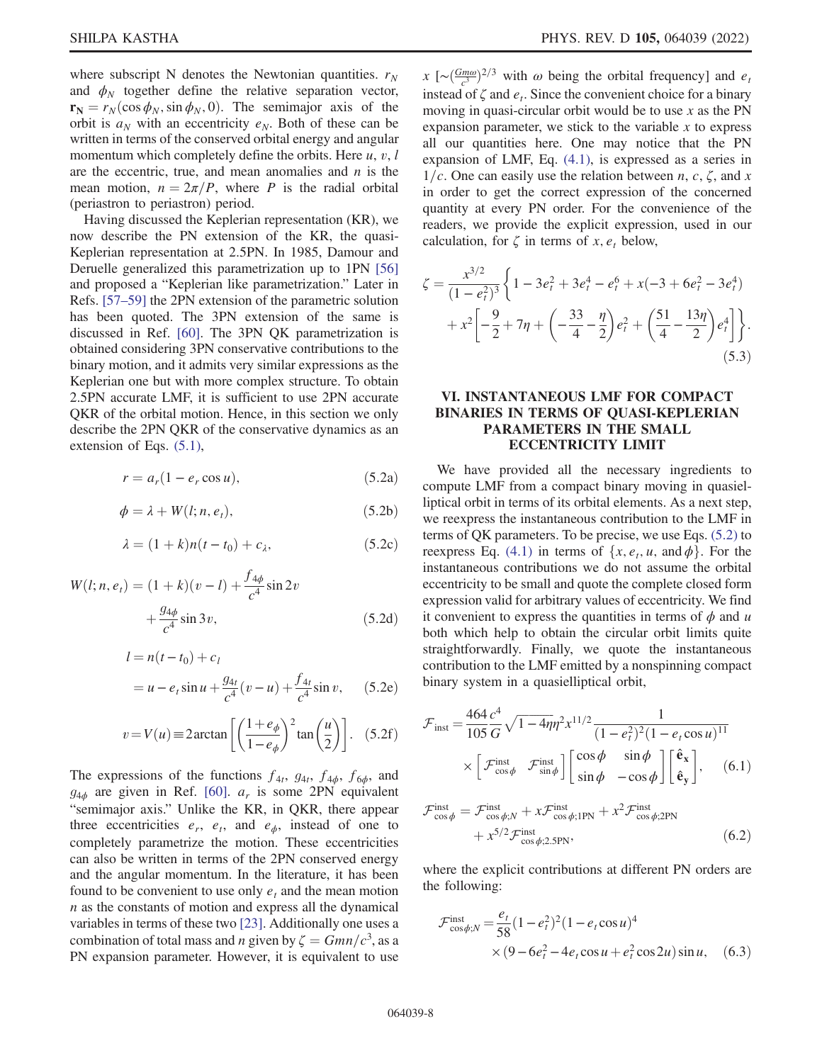where subscript N denotes the Newtonian quantities. $r_N$ and $\phi_N$ together define the relative separation vector, $\mathbf{r_N} = r_N(\cos\phi_N, \sin\phi_N, 0)$. The semimajor axis of the orbit is $a_N$ with an eccentricity $e_N$. Both of these can be written in terms of the conserved orbital energy and angular momentum which completely define the orbits. Here $u$, $v$, $l$ are the eccentric, true, and mean anomalies and $n$ is the mean motion, $n = 2\pi/P$, where $P$ is the radial orbital (periastron to periastron) period.

Having discussed the Keplerian representation (KR), we now describe the PN extension of the KR, the quasi-Keplerian representation at 2.5PN. In 1985, Damour and Deruelle generalized this parametrization up to 1PN [56] and proposed a "Keplerian like parametrization." Later in Refs. [57–59] the 2PN extension of the parametric solution has been quoted. The 3PN extension of the same is discussed in Ref. [60]. The 3PN QK parametrization is obtained considering 3PN conservative contributions to the binary motion, and it admits very similar expressions as the Keplerian one but with more complex structure. To obtain 2.5PN accurate LMF, it is sufficient to use 2PN accurate QKR of the orbital motion. Hence, in this section we only describe the 2PN QKR of the conservative dynamics as an extension of Eqs. (5.1),

$$r = a_r(1 - e_r\cos u), \tag{5.2a}$$

$$\phi = \lambda + W(l; n, e_t), \tag{5.2b}$$

$$\lambda = (1 + k)n(t - t_0) + c_\lambda, \tag{5.2c}$$

$$W(l; n, e_t) = (1 + k)(v - l) + \frac{f_{4\phi}}{c^4}\sin 2v + \frac{g_{4\phi}}{c^4}\sin 3v, \tag{5.2d}$$

$$\begin{aligned} l &= n(t - t_0) + c_l \\ &= u - e_t\sin u + \frac{g_{4t}}{c^4}(v - u) + \frac{f_{4t}}{c^4}\sin v, \end{aligned} \tag{5.2e}$$

$$v = V(u) \equiv 2\arctan\left[\left(\frac{1 + e_\phi}{1 - e_\phi}\right)^2 \tan\left(\frac{u}{2}\right)\right]. \tag{5.2f}$$

The expressions of the functions $f_{4t}$, $g_{4t}$, $f_{4\phi}$, $f_{6\phi}$, and $g_{4\phi}$ are given in Ref. [60]. $a_r$ is some 2PN equivalent "semimajor axis." Unlike the KR, in QKR, there appear three eccentricities $e_r$, $e_t$, and $e_\phi$, instead of one to completely parametrize the motion. These eccentricities can also be written in terms of the 2PN conserved energy and the angular momentum. In the literature, it has been found to be convenient to use only $e_t$ and the mean motion $n$ as the constants of motion and express all the dynamical variables in terms of these two [23]. Additionally one uses a combination of total mass and $n$ given by $\zeta = Gmn/c^3$, as a PN expansion parameter. However, it is equivalent to use $x$ [$\sim(\frac{Gm\omega}{c^3})^{2/3}$ with $\omega$ being the orbital frequency] and $e_t$ instead of $\zeta$ and $e_t$. Since the convenient choice for a binary moving in quasi-circular orbit would be to use $x$ as the PN expansion parameter, we stick to the variable $x$ to express all our quantities here. One may notice that the PN expansion of LMF, Eq. (4.1), is expressed as a series in $1/c$. One can easily use the relation between $n$, $c$, $\zeta$, and $x$ in order to get the correct expression of the concerned quantity at every PN order. For the convenience of the readers, we provide the explicit expression, used in our calculation, for $\zeta$ in terms of $x$, $e_t$ below,

$$\begin{aligned} \zeta = \frac{x^{3/2}}{(1 - e_t^2)^3}\bigg\{&1 - 3e_t^2 + 3e_t^4 - e_t^6 + x(-3 + 6e_t^2 - 3e_t^4) \\ &+ x^2\left[-\frac{9}{2} + 7\eta + \left(-\frac{33}{4} - \frac{\eta}{2}\right)e_t^2 + \left(\frac{51}{4} - \frac{13\eta}{2}\right)e_t^4\right]\bigg\}. \end{aligned} \tag{5.3}$$

## VI. INSTANTANEOUS LMF FOR COMPACT BINARIES IN TERMS OF QUASI-KEPLERIAN PARAMETERS IN THE SMALL ECCENTRICITY LIMIT

We have provided all the necessary ingredients to compute LMF from a compact binary moving in quasielliptical orbit in terms of its orbital elements. As a next step, we reexpress the instantaneous contribution to the LMF in terms of QK parameters. To be precise, we use Eqs. (5.2) to reexpress Eq. (4.1) in terms of $\{x, e_t, u, \text{and}\, \phi\}$. For the instantaneous contributions we do not assume the orbital eccentricity to be small and quote the complete closed form expression valid for arbitrary values of eccentricity. We find it convenient to express the quantities in terms of $\phi$ and $u$ both which help to obtain the circular orbit limits quite straightforwardly. Finally, we quote the instantaneous contribution to the LMF emitted by a nonspinning compact binary system in a quasielliptical orbit,

$$\begin{aligned} \mathcal{F}_{\rm inst} = &\frac{464}{105}\frac{c^4}{G}\sqrt{1 - 4\eta}\,\eta^2 x^{11/2}\frac{1}{(1 - e_t^2)^2(1 - e_t\cos u)^{11}} \\ &\times\begin{bmatrix}\mathcal{F}^{\rm inst}_{\cos\phi} & \mathcal{F}^{\rm inst}_{\sin\phi}\end{bmatrix}\begin{bmatrix}\cos\phi & \sin\phi \\ \sin\phi & -\cos\phi\end{bmatrix}\begin{bmatrix}\hat{\mathbf{e}}_{\mathbf{x}} \\ \hat{\mathbf{e}}_{\mathbf{y}}\end{bmatrix}, \end{aligned} \tag{6.1}$$

$$\begin{aligned} \mathcal{F}^{\rm inst}_{\cos\phi} = &\mathcal{F}^{\rm inst}_{\cos\phi;N} + x\mathcal{F}^{\rm inst}_{\cos\phi;1\rm PN} + x^2\mathcal{F}^{\rm inst}_{\cos\phi;2\rm PN} \\ &+ x^{5/2}\mathcal{F}^{\rm inst}_{\cos\phi;2.5\rm PN}, \end{aligned} \tag{6.2}$$

where the explicit contributions at different PN orders are the following:

$$\begin{aligned} \mathcal{F}^{\rm inst}_{\cos\phi;N} = &\frac{e_t}{58}(1 - e_t^2)^2(1 - e_t\cos u)^4 \\ &\times(9 - 6e_t^2 - 4e_t\cos u + e_t^2\cos 2u)\sin u, \end{aligned} \tag{6.3}$$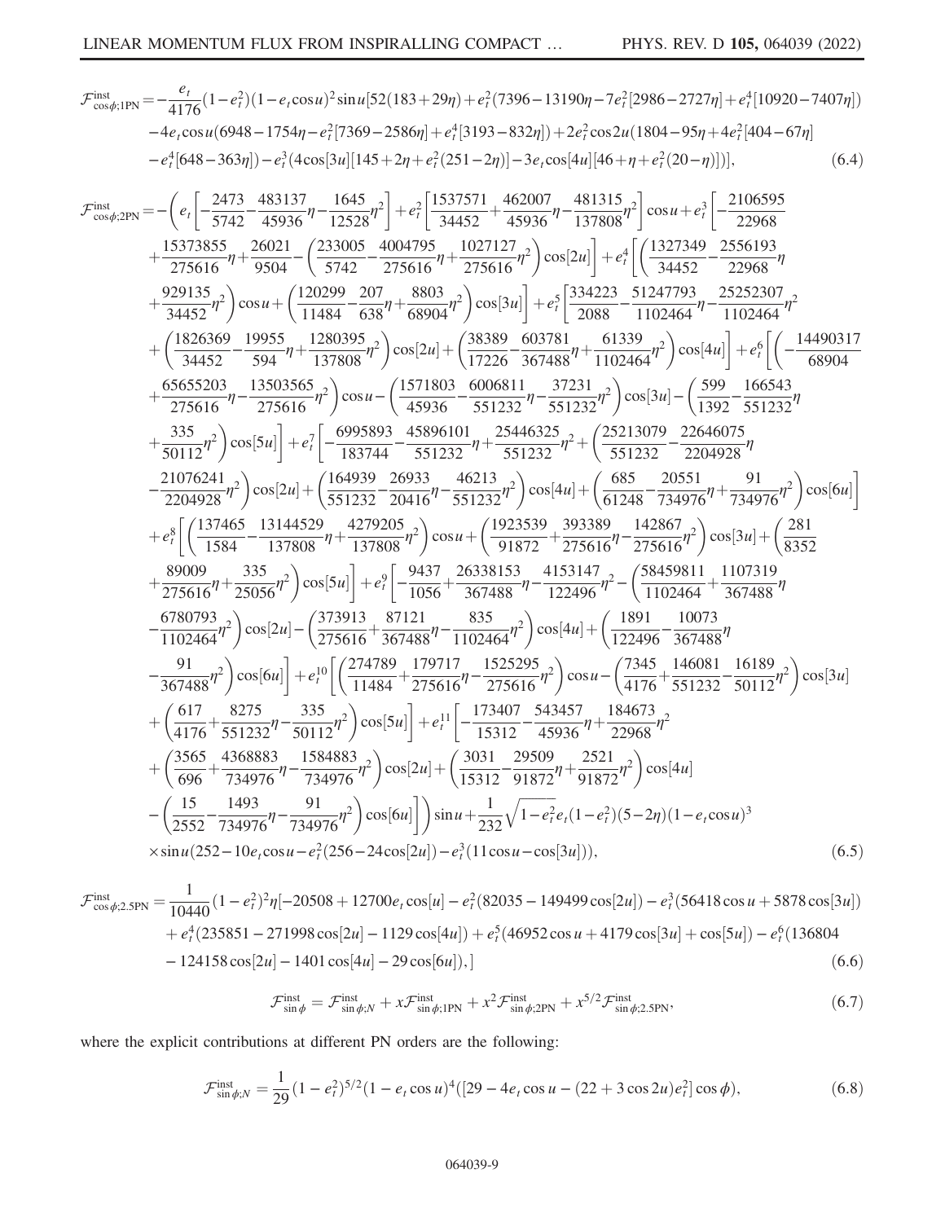$$\mathcal{F}^{\rm inst}_{\cos\phi;1{\rm PN}}=-\frac{e_t}{4176}(1-e_t^2)(1-e_t\cos u)^2\sin u[52(183+29\eta)+e_t^2(7396-13190\eta-7e_t^2[2986-2727\eta]+e_t^4[10920-7407\eta]) -4e_t\cos u(6948-1754\eta-e_t^2[7369-2586\eta]+e_t^4[3193-832\eta])+2e_t^2\cos 2u(1804-95\eta+4e_t^2[404-67\eta] -e_t^4[648-363\eta])-e_t^3(4\cos[3u][145+2\eta+e_t^2(251-2\eta)]-3e_t\cos[4u][46+\eta+e_t^2(20-\eta)])], \tag{6.4}$$

$$\begin{aligned}
\mathcal{F}^{\rm inst}_{\cos\phi;2{\rm PN}}=-\Bigg(&e_t\left[-\frac{2473}{5742}-\frac{483137}{45936}\eta-\frac{1645}{12528}\eta^2\right]+e_t^2\left[\frac{1537571}{34452}+\frac{462007}{45936}\eta-\frac{481315}{137808}\eta^2\right]\cos u+e_t^3\Bigg[-\frac{2106595}{22968}\\
&+\frac{15373855}{275616}\eta+\frac{26021}{9504}-\left(\frac{233005}{5742}-\frac{4004795}{275616}\eta+\frac{1027127}{275616}\eta^2\right)\cos[2u]\Bigg]+e_t^4\Bigg[\left(\frac{1327349}{34452}-\frac{2556193}{22968}\eta\right.\\
&\left.+\frac{929135}{34452}\eta^2\right)\cos u+\left(\frac{120299}{11484}-\frac{207}{638}\eta+\frac{8803}{68904}\eta^2\right)\cos[3u]\Bigg]+e_t^5\Bigg[\frac{334223}{2088}-\frac{51247793}{1102464}\eta-\frac{25252307}{1102464}\eta^2\\
&+\left(\frac{1826369}{34452}-\frac{19955}{594}\eta+\frac{1280395}{137808}\eta^2\right)\cos[2u]+\left(\frac{38389}{17226}-\frac{603781}{367488}\eta+\frac{61339}{1102464}\eta^2\right)\cos[4u]\Bigg]+e_t^6\Bigg[\left(-\frac{14490317}{68904}\right.\\
&\left.+\frac{65655203}{275616}\eta-\frac{13503565}{275616}\eta^2\right)\cos u-\left(\frac{1571803}{45936}-\frac{6006811}{551232}\eta-\frac{37231}{551232}\eta^2\right)\cos[3u]-\left(\frac{599}{1392}-\frac{166543}{551232}\eta\right.\\
&\left.+\frac{335}{50112}\eta^2\right)\cos[5u]\Bigg]+e_t^7\Bigg[-\frac{6995893}{183744}-\frac{45896101}{551232}\eta+\frac{25446325}{551232}\eta^2+\left(\frac{25213079}{551232}-\frac{22646075}{2204928}\eta\right.\\
&\left.-\frac{21076241}{2204928}\eta^2\right)\cos[2u]+\left(\frac{164939}{551232}-\frac{26933}{20416}\eta-\frac{46213}{551232}\eta^2\right)\cos[4u]+\left(\frac{685}{61248}-\frac{20551}{734976}\eta+\frac{91}{734976}\eta^2\right)\cos[6u]\Bigg]\\
&+e_t^8\Bigg[\left(\frac{137465}{1584}-\frac{13144529}{137808}\eta+\frac{4279205}{137808}\eta^2\right)\cos u+\left(\frac{1923539}{91872}+\frac{393389}{275616}\eta-\frac{142867}{275616}\eta^2\right)\cos[3u]+\left(\frac{281}{8352}\right.\\
&\left.+\frac{89009}{275616}\eta+\frac{335}{25056}\eta^2\right)\cos[5u]\Bigg]+e_t^9\Bigg[-\frac{9437}{1056}+\frac{26338153}{367488}\eta-\frac{4153147}{122496}\eta^2-\left(\frac{58459811}{1102464}+\frac{1107319}{367488}\eta\right.\\
&\left.-\frac{6780793}{1102464}\eta^2\right)\cos[2u]-\left(\frac{373913}{275616}+\frac{87121}{367488}\eta-\frac{835}{1102464}\eta^2\right)\cos[4u]+\left(\frac{1891}{122496}-\frac{10073}{367488}\eta\right.\\
&\left.-\frac{91}{367488}\eta^2\right)\cos[6u]\Bigg]+e_t^{10}\Bigg[\left(\frac{274789}{11484}+\frac{179717}{275616}\eta-\frac{1525295}{275616}\eta^2\right)\cos u-\left(\frac{7345}{4176}+\frac{146081}{551232}-\frac{16189}{50112}\eta^2\right)\cos[3u]\\
&+\left(\frac{617}{4176}+\frac{8275}{551232}\eta-\frac{335}{50112}\eta^2\right)\cos[5u]\Bigg]+e_t^{11}\Bigg[-\frac{173407}{15312}-\frac{543457}{45936}\eta+\frac{184673}{22968}\eta^2\\
&+\left(\frac{3565}{696}+\frac{4368883}{734976}\eta-\frac{1584883}{734976}\eta^2\right)\cos[2u]+\left(\frac{3031}{15312}-\frac{29509}{91872}\eta+\frac{2521}{91872}\eta^2\right)\cos[4u]\\
&-\left(\frac{15}{2552}-\frac{1493}{734976}\eta-\frac{91}{734976}\eta^2\right)\cos[6u]\Bigg]\Bigg)\sin u+\frac{1}{232}\sqrt{1-e_t^2}e_t(1-e_t^2)(5-2\eta)(1-e_t\cos u)^3\\
&\times\sin u(252-10e_t\cos u-e_t^2(256-24\cos[2u])-e_t^3(11\cos u-\cos[3u])),
\end{aligned} \tag{6.5}$$

$$\mathcal{F}^{\rm inst}_{\cos\phi;2.5{\rm PN}}=\frac{1}{10440}(1-e_t^2)^2\eta[-20508+12700e_t\cos[u]-e_t^2(82035-149499\cos[2u])-e_t^3(56418\cos u+5878\cos[3u]) +e_t^4(235851-271998\cos[2u]-1129\cos[4u])+e_t^5(46952\cos u+4179\cos[3u]+\cos[5u])-e_t^6(136804 -124158\cos[2u]-1401\cos[4u]-29\cos[6u]),] \tag{6.6}$$

$$\mathcal{F}^{\rm inst}_{\sin\phi}=\mathcal{F}^{\rm inst}_{\sin\phi;N}+x\mathcal{F}^{\rm inst}_{\sin\phi;1{\rm PN}}+x^2\mathcal{F}^{\rm inst}_{\sin\phi;2{\rm PN}}+x^{5/2}\mathcal{F}^{\rm inst}_{\sin\phi;2.5{\rm PN}}, \tag{6.7}$$

where the explicit contributions at different PN orders are the following:

$$\mathcal{F}^{\rm inst}_{\sin\phi;N}=\frac{1}{29}(1-e_t^2)^{5/2}(1-e_t\cos u)^4([29-4e_t\cos u-(22+3\cos 2u)e_t^2]\cos\phi), \tag{6.8}$$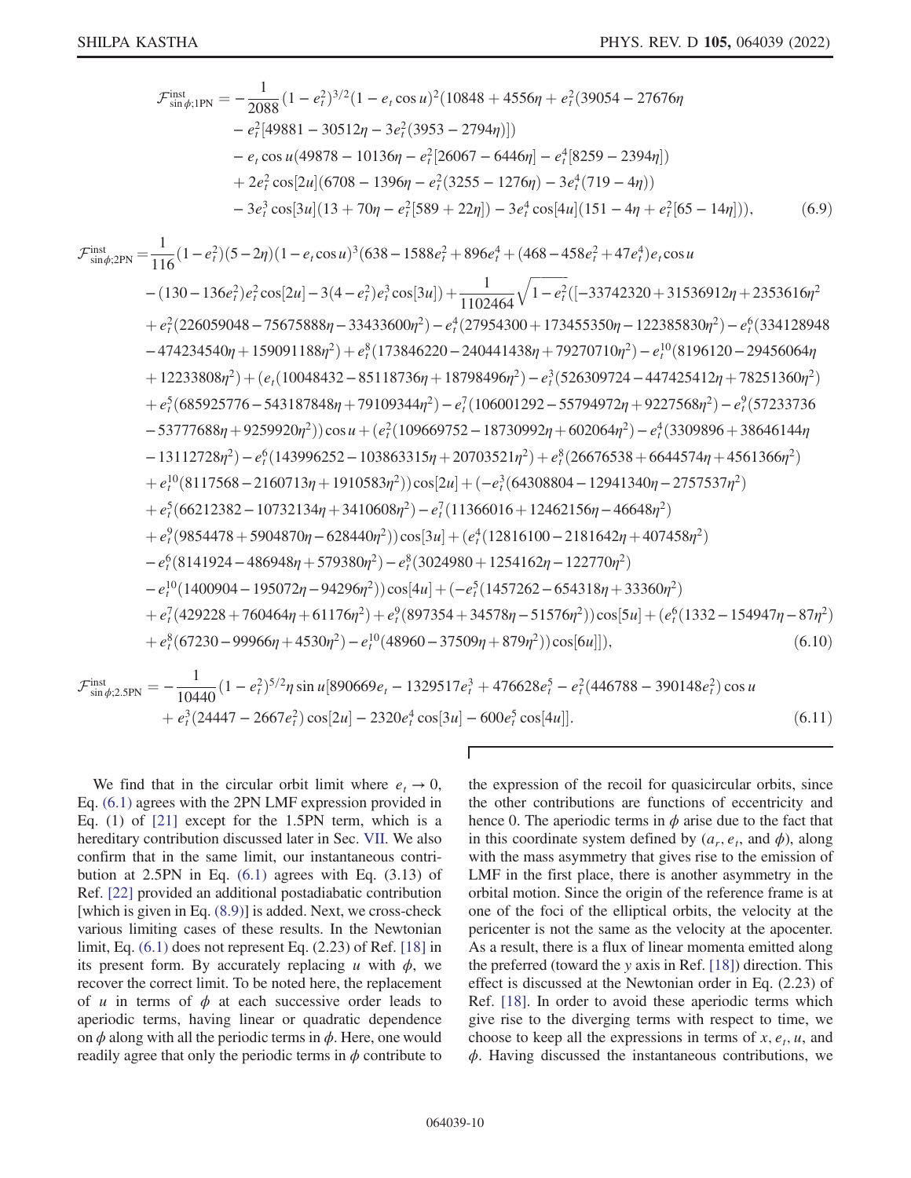$$
\begin{aligned}
\mathcal{F}^{\rm inst}_{\sin\phi;1\rm PN} = &-\frac{1}{2088}(1-e_t^2)^{3/2}(1-e_t\cos u)^2(10848+4556\eta+e_t^2(39054-27676\eta\\
&-e_t^2[49881-30512\eta-3e_t^2(3953-2794\eta)])\\
&-e_t\cos u(49878-10136\eta-e_t^2[26067-6446\eta]-e_t^4[8259-2394\eta])\\
&+2e_t^2\cos[2u](6708-1396\eta-e_t^2(3255-1276\eta)-3e_t^4(719-4\eta))\\
&-3e_t^3\cos[3u](13+70\eta-e_t^2[589+22\eta])-3e_t^4\cos[4u](151-4\eta+e_t^2[65-14\eta])),
\end{aligned}
\tag{6.9}
$$

$$
\begin{aligned}
\mathcal{F}^{\rm inst}_{\sin\phi;2\rm PN} = &\frac{1}{116}(1-e_t^2)(5-2\eta)(1-e_t\cos u)^3(638-1588e_t^2+896e_t^4+(468-458e_t^2+47e_t^4)e_t\cos u\\
&-(130-136e_t^2)e_t^2\cos[2u]-3(4-e_t^2)e_t^3\cos[3u])+\frac{1}{1102464}\sqrt{1-e_t^2}([-33742320+31536912\eta+2353616\eta^2\\
&+e_t^2(226059048-75675888\eta-33433600\eta^2)-e_t^4(27954300+173455350\eta-122385830\eta^2)-e_t^6(334128948\\
&-474234540\eta+159091188\eta^2)+e_t^8(173846220-240441438\eta+79270710\eta^2)-e_t^{10}(8196120-29456064\eta\\
&+12233808\eta^2)+(e_t(10048432-85118736\eta+18798496\eta^2)-e_t^3(526309724-447425412\eta+78251360\eta^2)\\
&+e_t^5(685925776-543187848\eta+79109344\eta^2)-e_t^7(106001292-55794972\eta+9227568\eta^2)-e_t^9(57233736\\
&-53777688\eta+9259920\eta^2))\cos u+(e_t^2(109669752-18730992\eta+602064\eta^2)-e_t^4(3309896+38646144\eta\\
&-13112728\eta^2)-e_t^6(143996252-103863315\eta+20703521\eta^2)+e_t^8(26676538+6644574\eta+4561366\eta^2)\\
&+e_t^{10}(8117568-2160713\eta+1910583\eta^2))\cos[2u]+(-e_t^3(64308804-12941340\eta-2757537\eta^2)\\
&+e_t^5(66212382-10732134\eta+3410608\eta^2)-e_t^7(11366016+12462156\eta-46648\eta^2)\\
&+e_t^9(9854478+5904870\eta-628440\eta^2))\cos[3u]+(e_t^4(12816100-2181642\eta+407458\eta^2)\\
&-e_t^6(8141924-486948\eta+579380\eta^2)-e_t^8(3024980+1254162\eta-122770\eta^2)\\
&-e_t^{10}(1400904-195072\eta-94296\eta^2))\cos[4u]+(-e_t^5(1457262-654318\eta+33360\eta^2)\\
&+e_t^7(429228+760464\eta+61176\eta^2)+e_t^9(897354+34578\eta-51576\eta^2))\cos[5u]+(e_t^6(1332-154947\eta-87\eta^2)\\
&+e_t^8(67230-99966\eta+4530\eta^2)-e_t^{10}(48960-37509\eta+879\eta^2))\cos[6u]]),
\end{aligned}
\tag{6.10}
$$

$$
\begin{aligned}
\mathcal{F}^{\rm inst}_{\sin\phi;2.5\rm PN} = &-\frac{1}{10440}(1-e_t^2)^{5/2}\eta\sin u[890669e_t-1329517e_t^3+476628e_t^5-e_t^2(446788-390148e_t^2)\cos u\\
&+e_t^3(24447-2667e_t^2)\cos[2u]-2320e_t^4\cos[3u]-600e_t^5\cos[4u]].
\end{aligned}
\tag{6.11}
$$

We find that in the circular orbit limit where $e_t \to 0$, Eq. (6.1) agrees with the 2PN LMF expression provided in Eq. (1) of [21] except for the 1.5PN term, which is a hereditary contribution discussed later in Sec. VII. We also confirm that in the same limit, our instantaneous contribution at 2.5PN in Eq. (6.1) agrees with Eq. (3.13) of Ref. [22] provided an additional postadiabatic contribution [which is given in Eq. (8.9)] is added. Next, we cross-check various limiting cases of these results. In the Newtonian limit, Eq. (6.1) does not represent Eq. (2.23) of Ref. [18] in its present form. By accurately replacing $u$ with $\phi$, we recover the correct limit. To be noted here, the replacement of $u$ in terms of $\phi$ at each successive order leads to aperiodic terms, having linear or quadratic dependence on $\phi$ along with all the periodic terms in $\phi$. Here, one would readily agree that only the periodic terms in $\phi$ contribute to the expression of the recoil for quasicircular orbits, since the other contributions are functions of eccentricity and hence 0. The aperiodic terms in $\phi$ arise due to the fact that in this coordinate system defined by ($a_r$, $e_t$, and $\phi$), along with the mass asymmetry that gives rise to the emission of LMF in the first place, there is another asymmetry in the orbital motion. Since the origin of the reference frame is at one of the foci of the elliptical orbits, the velocity at the pericenter is not the same as the velocity at the apocenter. As a result, there is a flux of linear momenta emitted along the preferred (toward the $y$ axis in Ref. [18]) direction. This effect is discussed at the Newtonian order in Eq. (2.23) of Ref. [18]. In order to avoid these aperiodic terms which give rise to the diverging terms with respect to time, we choose to keep all the expressions in terms of $x$, $e_t$, $u$, and $\phi$. Having discussed the instantaneous contributions, we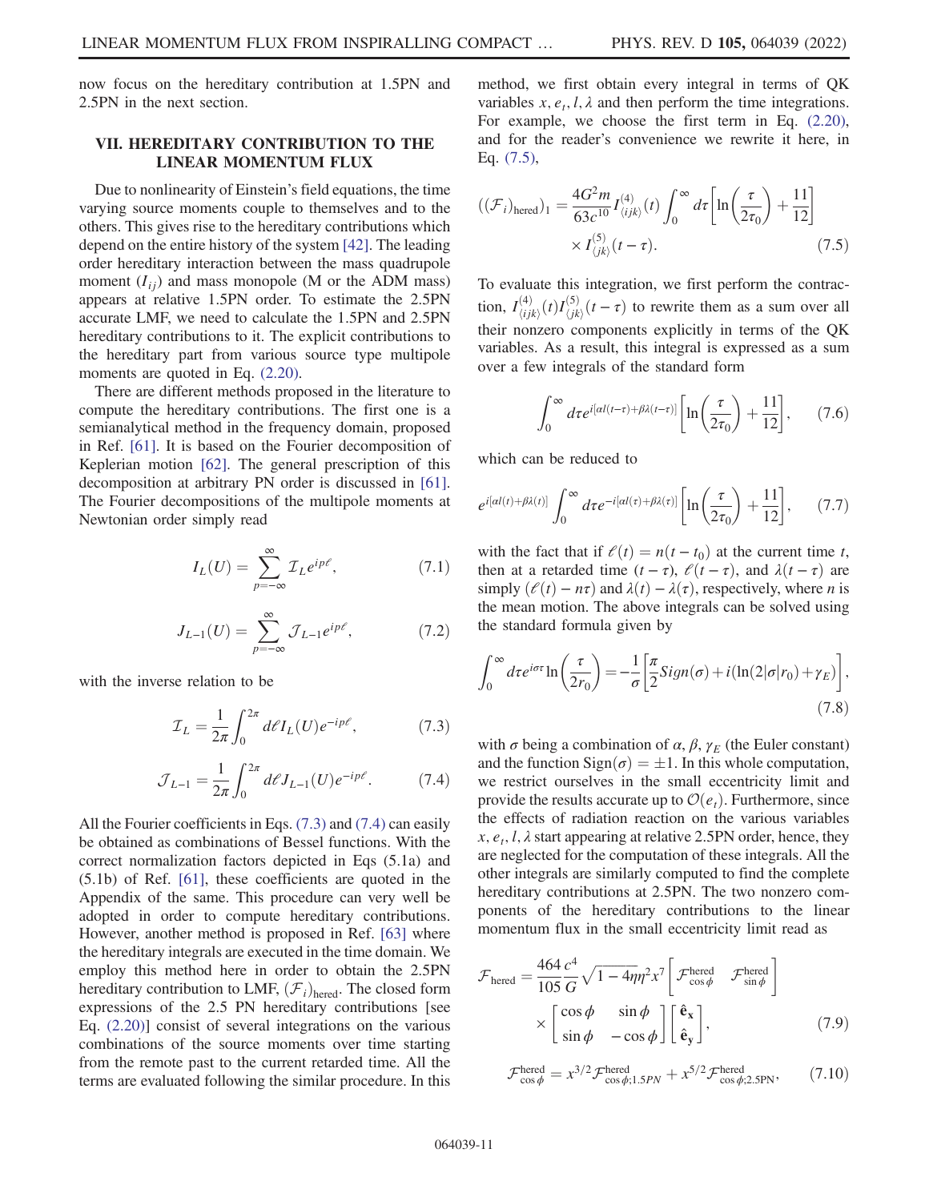now focus on the hereditary contribution at 1.5PN and 2.5PN in the next section.

## VII. HEREDITARY CONTRIBUTION TO THE LINEAR MOMENTUM FLUX

Due to nonlinearity of Einstein's field equations, the time varying source moments couple to themselves and to the others. This gives rise to the hereditary contributions which depend on the entire history of the system [42]. The leading order hereditary interaction between the mass quadrupole moment ($I_{ij}$) and mass monopole (M or the ADM mass) appears at relative 1.5PN order. To estimate the 2.5PN accurate LMF, we need to calculate the 1.5PN and 2.5PN hereditary contributions to it. The explicit contributions to the hereditary part from various source type multipole moments are quoted in Eq. (2.20).

There are different methods proposed in the literature to compute the hereditary contributions. The first one is a semianalytical method in the frequency domain, proposed in Ref. [61]. It is based on the Fourier decomposition of Keplerian motion [62]. The general prescription of this decomposition at arbitrary PN order is discussed in [61]. The Fourier decompositions of the multipole moments at Newtonian order simply read

$$I_L(U) = \sum_{p=-\infty}^{\infty} \mathcal{I}_L e^{ip\ell}, \tag{7.1}$$

$$J_{L-1}(U) = \sum_{p=-\infty}^{\infty} \mathcal{J}_{L-1} e^{ip\ell}, \tag{7.2}$$

with the inverse relation to be

$$\mathcal{I}_L = \frac{1}{2\pi}\int_0^{2\pi} d\ell I_L(U) e^{-ip\ell}, \tag{7.3}$$

$$\mathcal{J}_{L-1} = \frac{1}{2\pi}\int_0^{2\pi} d\ell J_{L-1}(U) e^{-ip\ell}. \tag{7.4}$$

All the Fourier coefficients in Eqs. (7.3) and (7.4) can easily be obtained as combinations of Bessel functions. With the correct normalization factors depicted in Eqs (5.1a) and (5.1b) of Ref. [61], these coefficients are quoted in the Appendix of the same. This procedure can very well be adopted in order to compute hereditary contributions. However, another method is proposed in Ref. [63] where the hereditary integrals are executed in the time domain. We employ this method here in order to obtain the 2.5PN hereditary contribution to LMF, $(\mathcal{F}_i)_{\text{hered}}$. The closed form expressions of the 2.5 PN hereditary contributions [see Eq. (2.20)] consist of several integrations on the various combinations of the source moments over time starting from the remote past to the current retarded time. All the terms are evaluated following the similar procedure. In this method, we first obtain every integral in terms of QK variables $x, e_t, l, \lambda$ and then perform the time integrations. For example, we choose the first term in Eq. (2.20), and for the reader's convenience we rewrite it here, in Eq. (7.5),

$$((\mathcal{F}_i)_{\text{hered}})_1 = \frac{4G^2 m}{63c^{10}} I^{(4)}_{\langle ijk\rangle}(t)\int_0^\infty d\tau\left[\ln\left(\frac{\tau}{2\tau_0}\right)+\frac{11}{12}\right] \times I^{(5)}_{\langle jk\rangle}(t-\tau). \tag{7.5}$$

To evaluate this integration, we first perform the contraction, $I^{(4)}_{\langle ijk\rangle}(t) I^{(5)}_{\langle jk\rangle}(t-\tau)$ to rewrite them as a sum over all their nonzero components explicitly in terms of the QK variables. As a result, this integral is expressed as a sum over a few integrals of the standard form

$$\int_0^\infty d\tau e^{i[\alpha l(t-\tau)+\beta\lambda(t-\tau)]}\left[\ln\left(\frac{\tau}{2\tau_0}\right)+\frac{11}{12}\right], \tag{7.6}$$

which can be reduced to

$$e^{i[\alpha l(t)+\beta\lambda(t)]}\int_0^\infty d\tau e^{-i[\alpha l(\tau)+\beta\lambda(\tau)]}\left[\ln\left(\frac{\tau}{2\tau_0}\right)+\frac{11}{12}\right], \tag{7.7}$$

with the fact that if $\ell(t) = n(t-t_0)$ at the current time $t$, then at a retarded time $(t-\tau)$, $\ell(t-\tau)$, and $\lambda(t-\tau)$ are simply $(\ell(t)-n\tau)$ and $\lambda(t)-\lambda(\tau)$, respectively, where $n$ is the mean motion. The above integrals can be solved using the standard formula given by

$$\int_0^\infty d\tau e^{i\sigma\tau}\ln\left(\frac{\tau}{2r_0}\right) = -\frac{1}{\sigma}\left[\frac{\pi}{2}Sign(\sigma)+i(\ln(2|\sigma|r_0)+\gamma_E)\right], \tag{7.8}$$

with $\sigma$ being a combination of $\alpha$, $\beta$, $\gamma_E$ (the Euler constant) and the function $\text{Sign}(\sigma) = \pm 1$. In this whole computation, we restrict ourselves in the small eccentricity limit and provide the results accurate up to $\mathcal{O}(e_t)$. Furthermore, since the effects of radiation reaction on the various variables $x, e_t, l, \lambda$ start appearing at relative 2.5PN order, hence, they are neglected for the computation of these integrals. All the other integrals are similarly computed to find the complete hereditary contributions at 2.5PN. The two nonzero components of the hereditary contributions to the linear momentum flux in the small eccentricity limit read as

$$\mathcal{F}_{\text{hered}} = \frac{464}{105}\frac{c^4}{G}\sqrt{1-4\eta}\eta^2 x^7\left[\mathcal{F}^{\text{hered}}_{\cos\phi} \quad \mathcal{F}^{\text{hered}}_{\sin\phi}\right] \times \begin{bmatrix}\cos\phi & \sin\phi\\ \sin\phi & -\cos\phi\end{bmatrix}\begin{bmatrix}\hat{\mathbf{e}}_{\mathbf{x}}\\ \hat{\mathbf{e}}_{\mathbf{y}}\end{bmatrix}, \tag{7.9}$$

$$\mathcal{F}^{\text{hered}}_{\cos\phi} = x^{3/2}\mathcal{F}^{\text{hered}}_{\cos\phi;1.5PN} + x^{5/2}\mathcal{F}^{\text{hered}}_{\cos\phi;2.5\text{PN}}, \tag{7.10}$$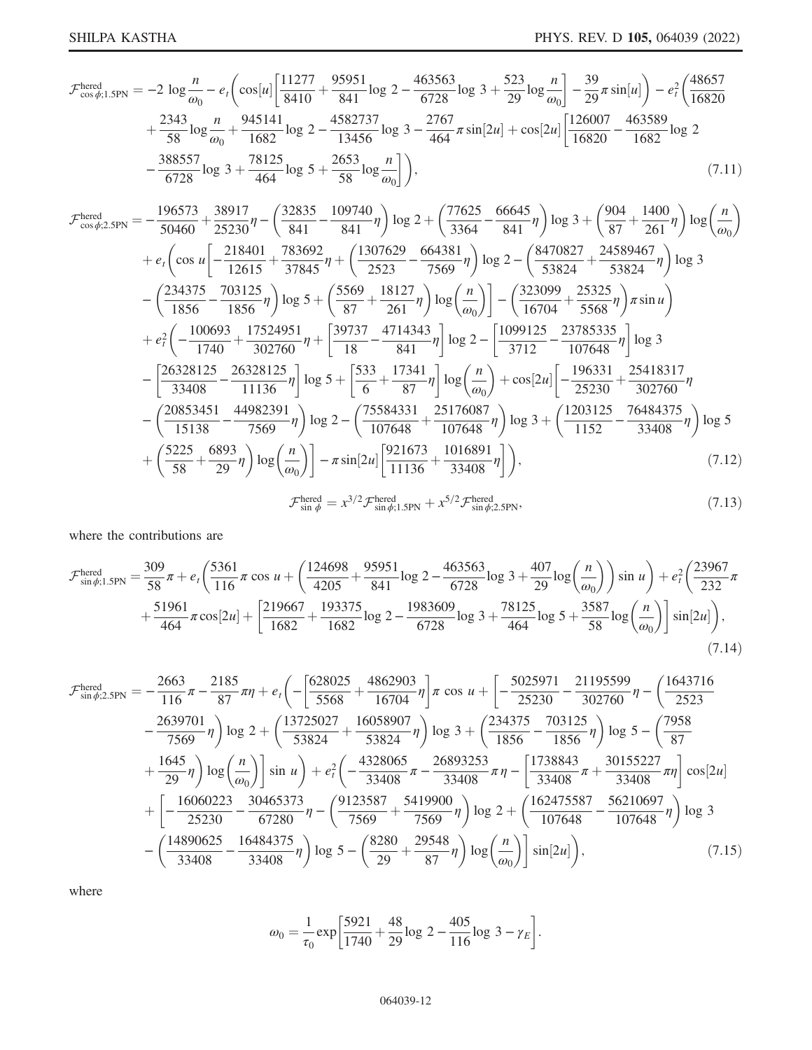$$
\begin{aligned}
\mathcal{F}^{\rm hered}_{\cos\phi;1.5\rm PN} = {}& -2\log\frac{n}{\omega_0} - e_t\left(\cos[u]\left[\frac{11277}{8410} + \frac{95951}{841}\log 2 - \frac{463563}{6728}\log 3 + \frac{523}{29}\log\frac{n}{\omega_0}\right] - \frac{39}{29}\pi\sin[u]\right) - e_t^2\left(\frac{48657}{16820}\right.\\
&+ \frac{2343}{58}\log\frac{n}{\omega_0} + \frac{945141}{1682}\log 2 - \frac{4582737}{13456}\log 3 - \frac{2767}{464}\pi\sin[2u] + \cos[2u]\left[\frac{126007}{16820} - \frac{463589}{1682}\log 2\right.\\
&\left.\left. - \frac{388557}{6728}\log 3 + \frac{78125}{464}\log 5 + \frac{2653}{58}\log\frac{n}{\omega_0}\right]\right),
\end{aligned}
\tag{7.11}
$$

$$
\begin{aligned}
\mathcal{F}^{\rm hered}_{\cos\phi;2.5\rm PN} = {}& -\frac{196573}{50460} + \frac{38917}{25230}\eta - \left(\frac{32835}{841} - \frac{109740}{841}\eta\right)\log 2 + \left(\frac{77625}{3364} - \frac{66645}{841}\eta\right)\log 3 + \left(\frac{904}{87} + \frac{1400}{261}\eta\right)\log\left(\frac{n}{\omega_0}\right)\\
&+ e_t\left(\cos u\left[-\frac{218401}{12615} + \frac{783692}{37845}\eta + \left(\frac{1307629}{2523} - \frac{664381}{7569}\eta\right)\log 2 - \left(\frac{8470827}{53824} + \frac{24589467}{53824}\eta\right)\log 3\right.\right.\\
&\left.\left. - \left(\frac{234375}{1856} - \frac{703125}{1856}\eta\right)\log 5 + \left(\frac{5569}{87} + \frac{18127}{261}\eta\right)\log\left(\frac{n}{\omega_0}\right)\right] - \left(\frac{323099}{16704} + \frac{25325}{5568}\eta\right)\pi\sin u\right)\\
&+ e_t^2\left(-\frac{100693}{1740} + \frac{17524951}{302760}\eta + \left[\frac{39737}{18} - \frac{4714343}{841}\eta\right]\log 2 - \left[\frac{1099125}{3712} - \frac{23785335}{107648}\eta\right]\log 3\right.\\
&- \left[\frac{26328125}{33408} - \frac{26328125}{11136}\eta\right]\log 5 + \left[\frac{533}{6} + \frac{17341}{87}\eta\right]\log\left(\frac{n}{\omega_0}\right) + \cos[2u]\left[-\frac{196331}{25230} + \frac{25418317}{302760}\eta\right.\\
&- \left(\frac{20853451}{15138} - \frac{44982391}{7569}\eta\right)\log 2 - \left(\frac{75584331}{107648} + \frac{25176087}{107648}\eta\right)\log 3 + \left(\frac{1203125}{1152} - \frac{76484375}{33408}\eta\right)\log 5\\
&\left.\left. + \left(\frac{5225}{58} + \frac{6893}{29}\eta\right)\log\left(\frac{n}{\omega_0}\right)\right] - \pi\sin[2u]\left[\frac{921673}{11136} + \frac{1016891}{33408}\eta\right]\right),
\end{aligned}
\tag{7.12}
$$

$$
\mathcal{F}^{\rm hered}_{\sin\phi} = x^{3/2}\mathcal{F}^{\rm hered}_{\sin\phi;1.5\rm PN} + x^{5/2}\mathcal{F}^{\rm hered}_{\sin\phi;2.5\rm PN},
\tag{7.13}
$$

where the contributions are

$$
\begin{aligned}
\mathcal{F}^{\rm hered}_{\sin\phi;1.5\rm PN} = {}& \frac{309}{58}\pi + e_t\left(\frac{5361}{116}\pi\cos u + \left(\frac{124698}{4205} + \frac{95951}{841}\log 2 - \frac{463563}{6728}\log 3 + \frac{407}{29}\log\left(\frac{n}{\omega_0}\right)\right)\sin u\right) + e_t^2\left(\frac{23967}{232}\pi\right.\\
&\left. + \frac{51961}{464}\pi\cos[2u] + \left[\frac{219667}{1682} + \frac{193375}{1682}\log 2 - \frac{1983609}{6728}\log 3 + \frac{78125}{464}\log 5 + \frac{3587}{58}\log\left(\frac{n}{\omega_0}\right)\right]\sin[2u]\right),
\end{aligned}
\tag{7.14}
$$

$$
\begin{aligned}
\mathcal{F}^{\rm hered}_{\sin\phi;2.5\rm PN} = {}& -\frac{2663}{116}\pi - \frac{2185}{87}\pi\eta + e_t\left(-\left[\frac{628025}{5568} + \frac{4862903}{16704}\eta\right]\pi\cos u + \left[-\frac{5025971}{25230} - \frac{21195599}{302760}\eta - \left(\frac{1643716}{2523}\right.\right.\right.\\
&\left. - \frac{2639701}{7569}\eta\right)\log 2 + \left(\frac{13725027}{53824} + \frac{16058907}{53824}\eta\right)\log 3 + \left(\frac{234375}{1856} - \frac{703125}{1856}\eta\right)\log 5 - \left(\frac{7958}{87}\right.\\
&\left.\left.\left. + \frac{1645}{29}\eta\right)\log\left(\frac{n}{\omega_0}\right)\right]\sin u\right) + e_t^2\left(-\frac{4328065}{33408}\pi - \frac{26893253}{33408}\pi\eta - \left[\frac{1738843}{33408}\pi + \frac{30155227}{33408}\pi\eta\right]\cos[2u]\right.\\
&+ \left[-\frac{16060223}{25230} - \frac{30465373}{67280}\eta - \left(\frac{9123587}{7569} + \frac{5419900}{7569}\eta\right)\log 2 + \left(\frac{162475587}{107648} - \frac{56210697}{107648}\eta\right)\log 3\right.\\
&\left.\left. - \left(\frac{14890625}{33408} - \frac{16484375}{33408}\eta\right)\log 5 - \left(\frac{8280}{29} + \frac{29548}{87}\eta\right)\log\left(\frac{n}{\omega_0}\right)\right]\sin[2u]\right),
\end{aligned}
\tag{7.15}
$$

where

$$
\omega_0 = \frac{1}{\tau_0}\exp\left[\frac{5921}{1740} + \frac{48}{29}\log 2 - \frac{405}{116}\log 3 - \gamma_E\right].
$$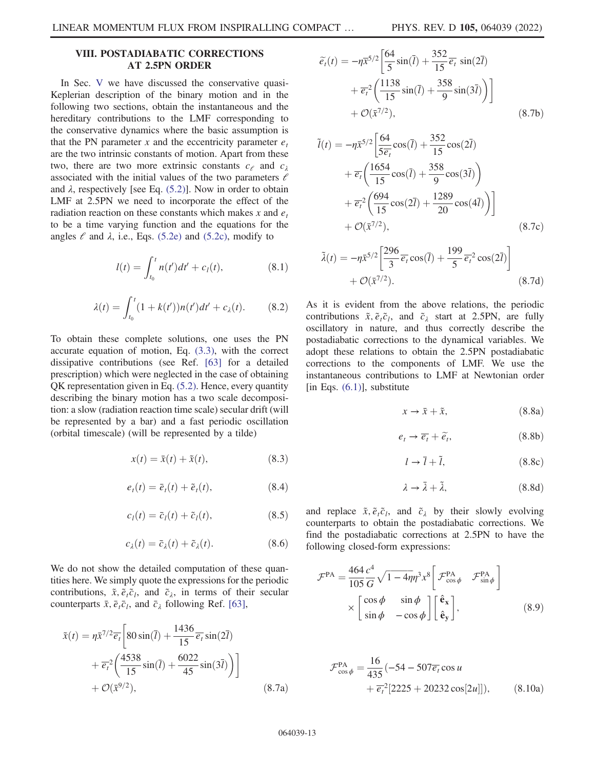## VIII. POSTADIABATIC CORRECTIONS AT 2.5PN ORDER

In Sec. V we have discussed the conservative quasi-Keplerian description of the binary motion and in the following two sections, obtain the instantaneous and the hereditary contributions to the LMF corresponding to the conservative dynamics where the basic assumption is that the PN parameter $x$ and the eccentricity parameter $e_t$ are the two intrinsic constants of motion. Apart from these two, there are two more extrinsic constants $c_\ell$ and $c_\lambda$ associated with the initial values of the two parameters $\ell$ and $\lambda$, respectively [see Eq. (5.2)]. Now in order to obtain LMF at 2.5PN we need to incorporate the effect of the radiation reaction on these constants which makes $x$ and $e_t$ to be a time varying function and the equations for the angles $\ell$ and $\lambda$, i.e., Eqs. (5.2e) and (5.2c), modify to

$$l(t) = \int_{t_0}^{t} n(t')dt' + c_l(t), \tag{8.1}$$

$$\lambda(t) = \int_{t_0}^{t} (1 + k(t'))n(t')dt' + c_\lambda(t). \tag{8.2}$$

To obtain these complete solutions, one uses the PN accurate equation of motion, Eq. (3.3), with the correct dissipative contributions (see Ref. [63] for a detailed prescription) which were neglected in the case of obtaining QK representation given in Eq. (5.2). Hence, every quantity describing the binary motion has a two scale decomposition: a slow (radiation reaction time scale) secular drift (will be represented by a bar) and a fast periodic oscillation (orbital timescale) (will be represented by a tilde)

$$x(t) = \bar{x}(t) + \tilde{x}(t), \tag{8.3}$$

$$e_t(t) = \bar{e}_t(t) + \tilde{e}_t(t), \tag{8.4}$$

$$c_l(t) = \bar{c}_l(t) + \tilde{c}_l(t), \tag{8.5}$$

$$c_\lambda(t) = \bar{c}_\lambda(t) + \tilde{c}_\lambda(t). \tag{8.6}$$

We do not show the detailed computation of these quantities here. We simply quote the expressions for the periodic contributions, $\tilde{x}, \tilde{e}_t \tilde{c}_l$, and $\tilde{c}_\lambda$, in terms of their secular counterparts $\bar{x}, \bar{e}_t \bar{c}_l$, and $\bar{c}_\lambda$ following Ref. [63],

$$\tilde{x}(t) = \eta \bar{x}^{7/2} \overline{e_t} \left[ 80 \sin(\bar{l}) + \frac{1436}{15} \overline{e_t} \sin(2\bar{l}) + \overline{e_t}^2 \left( \frac{4538}{15} \sin(\bar{l}) + \frac{6022}{45} \sin(3\bar{l}) \right) \right] + \mathcal{O}(\bar{x}^{9/2}), \tag{8.7a}$$

$$\tilde{e}_t(t) = -\eta \bar{x}^{5/2} \left[ \frac{64}{5} \sin(\bar{l}) + \frac{352}{15} \overline{e_t} \sin(2\bar{l}) + \overline{e_t}^2 \left( \frac{1138}{15} \sin(\bar{l}) + \frac{358}{9} \sin(3\bar{l}) \right) \right] + \mathcal{O}(\bar{x}^{7/2}), \tag{8.7b}$$

$$\tilde{l}(t) = -\eta \bar{x}^{5/2} \left[ \frac{64}{5\overline{e_t}} \cos(\bar{l}) + \frac{352}{15} \cos(2\bar{l}) + \overline{e_t} \left( \frac{1654}{15} \cos(\bar{l}) + \frac{358}{9} \cos(3\bar{l}) \right) + \overline{e_t}^2 \left( \frac{694}{15} \cos(2\bar{l}) + \frac{1289}{20} \cos(4\bar{l}) \right) \right] + \mathcal{O}(\bar{x}^{7/2}), \tag{8.7c}$$

$$\tilde{\lambda}(t) = -\eta \bar{x}^{5/2} \left[ \frac{296}{3} \overline{e_t} \cos(\bar{l}) + \frac{199}{5} \overline{e_t}^2 \cos(2\bar{l}) \right] + \mathcal{O}(\bar{x}^{7/2}). \tag{8.7d}$$

As it is evident from the above relations, the periodic contributions $\tilde{x}, \tilde{e}_t \tilde{c}_l$, and $\tilde{c}_\lambda$ start at 2.5PN, are fully oscillatory in nature, and thus correctly describe the postadiabatic corrections to the dynamical variables. We adopt these relations to obtain the 2.5PN postadiabatic corrections to the components of LMF. We use the instantaneous contributions to LMF at Newtonian order [in Eqs. (6.1)], substitute

$$x \to \bar{x} + \tilde{x}, \tag{8.8a}$$

$$e_t \to \overline{e_t} + \tilde{e}_t, \tag{8.8b}$$

$$l \to \bar{l} + \tilde{l}, \tag{8.8c}$$

$$\lambda \to \bar{\lambda} + \tilde{\lambda}, \tag{8.8d}$$

and replace $\tilde{x}, \tilde{e}_t \tilde{c}_l$, and $\tilde{c}_\lambda$ by their slowly evolving counterparts to obtain the postadiabatic corrections. We find the postadiabatic corrections at 2.5PN to have the following closed-form expressions:

$$\mathcal{F}^{\rm PA} = \frac{464}{105} \frac{c^4}{G} \sqrt{1 - 4\eta} \eta^3 x^8 \begin{bmatrix} \mathcal{F}^{\rm PA}_{\cos\phi} & \mathcal{F}^{\rm PA}_{\sin\phi} \end{bmatrix} \times \begin{bmatrix} \cos\phi & \sin\phi \\ \sin\phi & -\cos\phi \end{bmatrix} \begin{bmatrix} \hat{\mathbf{e}}_{\mathbf{x}} \\ \hat{\mathbf{e}}_{\mathbf{y}} \end{bmatrix}, \tag{8.9}$$

$$\mathcal{F}^{\rm PA}_{\cos\phi} = \frac{16}{435} (-54 - 507 \overline{e_t} \cos u + \overline{e_t}^2 [2225 + 20232 \cos[2u]]), \tag{8.10a}$$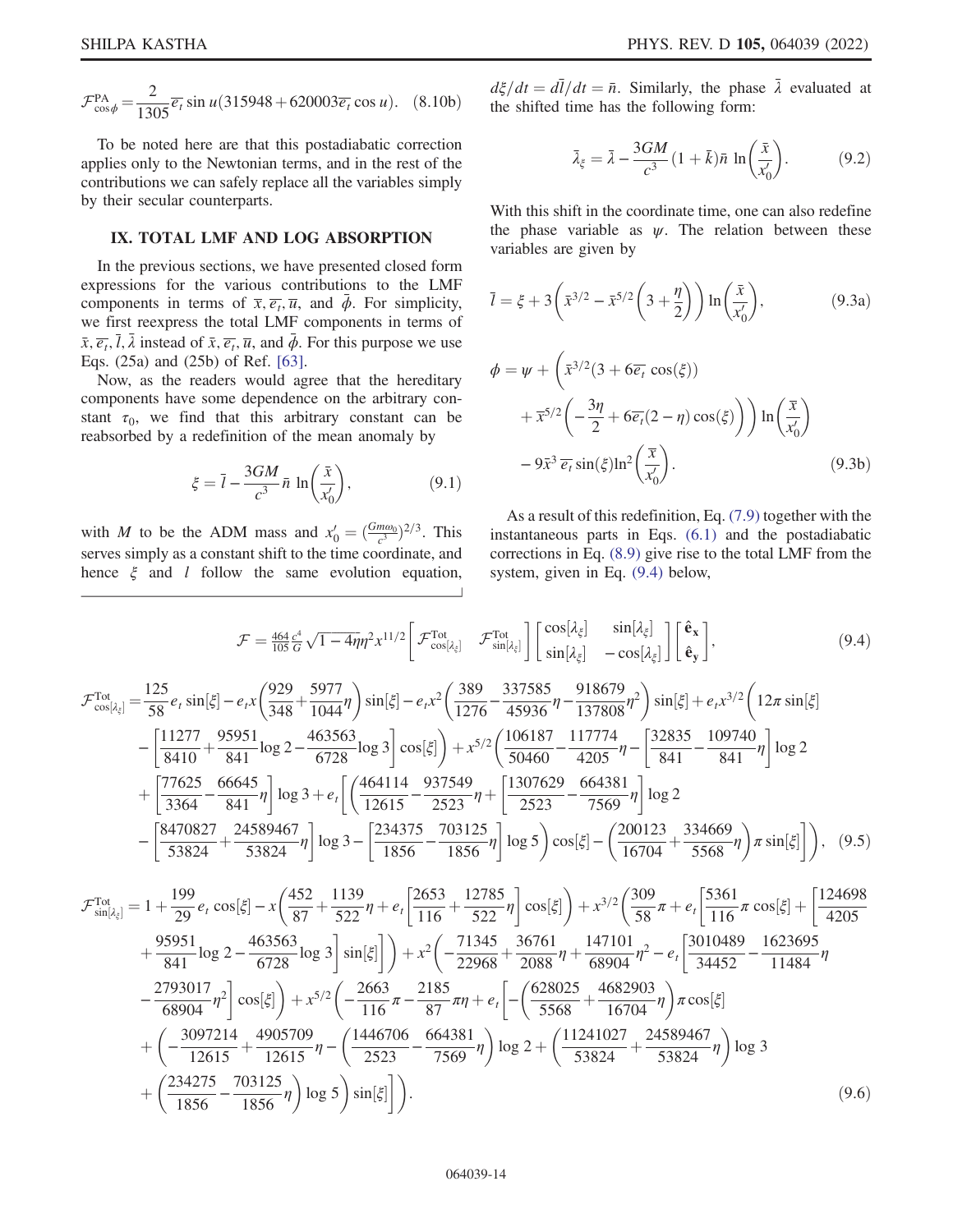$$\mathcal{F}^{\rm PA}_{\cos\phi} = \frac{2}{1305}\overline{e_t}\sin u(315948 + 620003\overline{e_t}\cos u). \quad (8.10b)$$

To be noted here are that this postadiabatic correction applies only to the Newtonian terms, and in the rest of the contributions we can safely replace all the variables simply by their secular counterparts.

## IX. TOTAL LMF AND LOG ABSORPTION

In the previous sections, we have presented closed form expressions for the various contributions to the LMF components in terms of $\bar{x}, \overline{e_t}, \overline{u}$, and $\bar{\phi}$. For simplicity, we first reexpress the total LMF components in terms of $\bar{x}, \overline{e_t}, \bar{l}, \bar{\lambda}$ instead of $\bar{x}, \overline{e_t}, \overline{u}$, and $\bar{\phi}$. For this purpose we use Eqs. (25a) and (25b) of Ref. [63].

Now, as the readers would agree that the hereditary components have some dependence on the arbitrary constant $\tau_0$, we find that this arbitrary constant can be reabsorbed by a redefinition of the mean anomaly by

$$\xi = \bar{l} - \frac{3GM}{c^3}\bar{n}\ln\left(\frac{\bar{x}}{x_0'}\right), \quad (9.1)$$

with $M$ to be the ADM mass and $x_0' = (\frac{Gm\omega_0}{c^3})^{2/3}$. This serves simply as a constant shift to the time coordinate, and hence $\xi$ and $l$ follow the same evolution equation, $d\xi/dt = d\bar{l}/dt = \bar{n}$. Similarly, the phase $\bar{\lambda}$ evaluated at the shifted time has the following form:

$$\bar{\lambda}_\xi = \bar{\lambda} - \frac{3GM}{c^3}(1+\bar{k})\bar{n}\ln\left(\frac{\bar{x}}{x_0'}\right). \quad (9.2)$$

With this shift in the coordinate time, one can also redefine the phase variable as $\psi$. The relation between these variables are given by

$$\bar{l} = \xi + 3\left(\bar{x}^{3/2} - \bar{x}^{5/2}\left(3+\frac{\eta}{2}\right)\right)\ln\left(\frac{\bar{x}}{x_0'}\right), \quad (9.3a)$$

$$\begin{aligned}\phi = \psi &+ \bigg(\bar{x}^{3/2}(3+6\overline{e_t}\cos(\xi)) \\ &+ \bar{x}^{5/2}\left(-\frac{3\eta}{2} + 6\overline{e_t}(2-\eta)\cos(\xi)\right)\bigg)\ln\left(\frac{\bar{x}}{x_0'}\right) \\ &- 9\bar{x}^3\,\overline{e_t}\sin(\xi)\ln^2\left(\frac{\bar{x}}{x_0'}\right). \end{aligned} \quad (9.3b)$$

As a result of this redefinition, Eq. (7.9) together with the instantaneous parts in Eqs. (6.1) and the postadiabatic corrections in Eq. (8.9) give rise to the total LMF from the system, given in Eq. (9.4) below,

$$\mathcal{F} = \tfrac{464}{105}\tfrac{c^4}{G}\sqrt{1-4\eta}\eta^2 x^{11/2}\begin{bmatrix}\mathcal{F}^{\rm Tot}_{\cos[\lambda_\xi]} & \mathcal{F}^{\rm Tot}_{\sin[\lambda_\xi]}\end{bmatrix}\begin{bmatrix}\cos[\lambda_\xi] & \sin[\lambda_\xi] \\ \sin[\lambda_\xi] & -\cos[\lambda_\xi]\end{bmatrix}\begin{bmatrix}\hat{\mathbf{e}}_{\mathbf{x}} \\ \hat{\mathbf{e}}_{\mathbf{y}}\end{bmatrix}, \quad (9.4)$$

$$\begin{aligned}\mathcal{F}^{\rm Tot}_{\cos[\lambda_\xi]} =& \frac{125}{58}e_t\sin[\xi] - e_t x\left(\frac{929}{348}+\frac{5977}{1044}\eta\right)\sin[\xi] - e_t x^2\left(\frac{389}{1276}-\frac{337585}{45936}\eta-\frac{918679}{137808}\eta^2\right)\sin[\xi] + e_t x^{3/2}\bigg(12\pi\sin[\xi] \\ &- \left[\frac{11277}{8410}+\frac{95951}{841}\log 2-\frac{463563}{6728}\log 3\right]\cos[\xi]\bigg) + x^{5/2}\bigg(\frac{106187}{50460}-\frac{117774}{4205}\eta-\left[\frac{32835}{841}-\frac{109740}{841}\eta\right]\log 2 \\ &+ \left[\frac{77625}{3364}-\frac{66645}{841}\eta\right]\log 3 + e_t\bigg[\bigg(\frac{464114}{12615}-\frac{937549}{2523}\eta+\left[\frac{1307629}{2523}-\frac{664381}{7569}\eta\right]\log 2 \\ &- \left[\frac{8470827}{53824}+\frac{24589467}{53824}\eta\right]\log 3 - \left[\frac{234375}{1856}-\frac{703125}{1856}\eta\right]\log 5\bigg)\cos[\xi] - \left(\frac{200123}{16704}+\frac{334669}{5568}\eta\right)\pi\sin[\xi]\bigg]\bigg), \quad (9.5)\end{aligned}$$

$$\begin{aligned}\mathcal{F}^{\rm Tot}_{\sin[\lambda_\xi]} =& 1 + \frac{199}{29}e_t\cos[\xi] - x\left(\frac{452}{87}+\frac{1139}{522}\eta+e_t\left[\frac{2653}{116}+\frac{12785}{522}\eta\right]\cos[\xi]\right) + x^{3/2}\bigg(\frac{309}{58}\pi + e_t\bigg[\frac{5361}{116}\pi\cos[\xi] + \bigg[\frac{124698}{4205} \\ &+ \frac{95951}{841}\log 2 - \frac{463563}{6728}\log 3\bigg]\sin[\xi]\bigg]\bigg) + x^2\bigg(-\frac{71345}{22968}+\frac{36761}{2088}\eta+\frac{147101}{68904}\eta^2 - e_t\bigg[\frac{3010489}{34452}-\frac{1623695}{11484}\eta \\ &- \frac{2793017}{68904}\eta^2\bigg]\cos[\xi]\bigg) + x^{5/2}\bigg(-\frac{2663}{116}\pi - \frac{2185}{87}\pi\eta + e_t\bigg[-\left(\frac{628025}{5568}+\frac{4682903}{16704}\eta\right)\pi\cos[\xi] \\ &+ \bigg(-\frac{3097214}{12615}+\frac{4905709}{12615}\eta - \left(\frac{1446706}{2523}-\frac{664381}{7569}\eta\right)\log 2 + \left(\frac{11241027}{53824}+\frac{24589467}{53824}\eta\right)\log 3 \\ &+ \left(\frac{234275}{1856}-\frac{703125}{1856}\eta\right)\log 5\bigg)\sin[\xi]\bigg]\bigg). \quad (9.6)\end{aligned}$$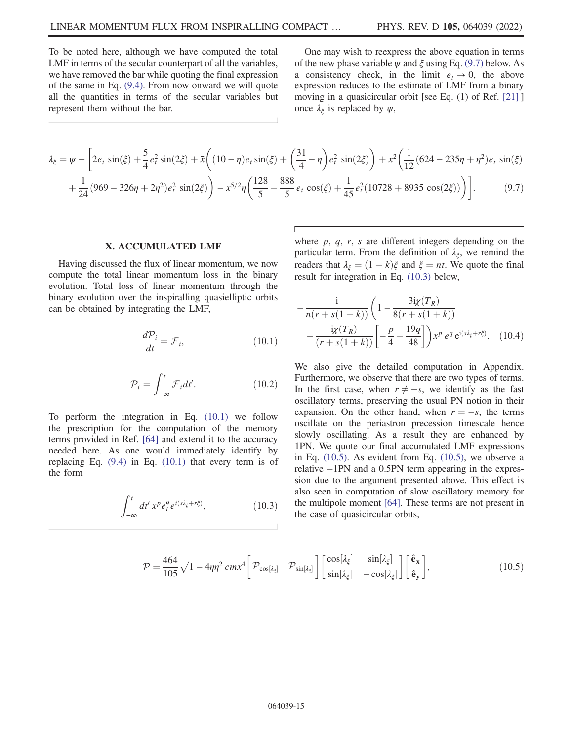To be noted here, although we have computed the total LMF in terms of the secular counterpart of all the variables, we have removed the bar while quoting the final expression of the same in Eq. (9.4). From now onward we will quote all the quantities in terms of the secular variables but represent them without the bar.

One may wish to reexpress the above equation in terms of the new phase variable $\psi$ and $\xi$ using Eq. (9.7) below. As a consistency check, in the limit $e_t \to 0$, the above expression reduces to the estimate of LMF from a binary moving in a quasicircular orbit [see Eq. (1) of Ref. [21] ] once $\lambda_\xi$ is replaced by $\psi$,

$$
\lambda_\xi = \psi - \left[2e_t \sin(\xi) + \frac{5}{4}e_t^2 \sin(2\xi) + \bar{x}\left((10-\eta)e_t \sin(\xi) + \left(\frac{31}{4} - \eta\right)e_t^2 \sin(2\xi)\right) + x^2\left(\frac{1}{12}(624 - 235\eta + \eta^2)e_t \sin(\xi) + \frac{1}{24}(969 - 326\eta + 2\eta^2)e_t^2 \sin(2\xi)\right) - x^{5/2}\eta\left(\frac{128}{5} + \frac{888}{5}e_t \cos(\xi) + \frac{1}{45}e_t^2(10728 + 8935\cos(2\xi))\right)\right]. \tag{9.7}
$$

## X. ACCUMULATED LMF

Having discussed the flux of linear momentum, we now compute the total linear momentum loss in the binary evolution. Total loss of linear momentum through the binary evolution over the inspiralling quasielliptic orbits can be obtained by integrating the LMF,

$$
\frac{d\mathcal{P}_i}{dt} = \mathcal{F}_i, \tag{10.1}
$$

$$
\mathcal{P}_i = \int_{-\infty}^{t} \mathcal{F}_i dt'. \tag{10.2}
$$

To perform the integration in Eq. (10.1) we follow the prescription for the computation of the memory terms provided in Ref. [64] and extend it to the accuracy needed here. As one would immediately identify by replacing Eq. (9.4) in Eq. (10.1) that every term is of the form

$$
\int_{-\infty}^{t} dt'\, x^p e_t^q e^{i(s\lambda_\xi + r\xi)}, \tag{10.3}
$$

where $p$, $q$, $r$, $s$ are different integers depending on the particular term. From the definition of $\lambda_\xi$, we remind the readers that $\lambda_\xi = (1+k)\xi$ and $\xi = nt$. We quote the final result for integration in Eq. (10.3) below,

$$
-\frac{\mathrm{i}}{n(r+s(1+k))}\left(1 - \frac{3\mathrm{i}\chi(T_R)}{8(r+s(1+k))} - \frac{\mathrm{i}\chi(T_R)}{(r+s(1+k))}\left[-\frac{p}{4} + \frac{19q}{48}\right]\right)x^p e^q \mathrm{e}^{\mathrm{i}(s\lambda_\xi + r\xi)}. \tag{10.4}
$$

We also give the detailed computation in Appendix. Furthermore, we observe that there are two types of terms. In the first case, when $r \neq -s$, we identify as the fast oscillatory terms, preserving the usual PN notion in their expansion. On the other hand, when $r = -s$, the terms oscillate on the periastron precession timescale hence slowly oscillating. As a result they are enhanced by 1PN. We quote our final accumulated LMF expressions in Eq. (10.5). As evident from Eq. (10.5), we observe a relative −1PN and a 0.5PN term appearing in the expression due to the argument presented above. This effect is also seen in computation of slow oscillatory memory for the multipole moment [64]. These terms are not present in the case of quasicircular orbits,

$$
\mathcal{P} = \frac{464}{105}\sqrt{1-4\eta}\,\eta^2\, cmx^4 \begin{bmatrix} \mathcal{P}_{\cos[\lambda_\xi]} & \mathcal{P}_{\sin[\lambda_\xi]} \end{bmatrix} \begin{bmatrix} \cos[\lambda_\xi] & \sin[\lambda_\xi] \\ \sin[\lambda_\xi] & -\cos[\lambda_\xi] \end{bmatrix} \begin{bmatrix} \hat{\mathbf{e}}_\mathbf{x} \\ \hat{\mathbf{e}}_\mathbf{y} \end{bmatrix}, \tag{10.5}
$$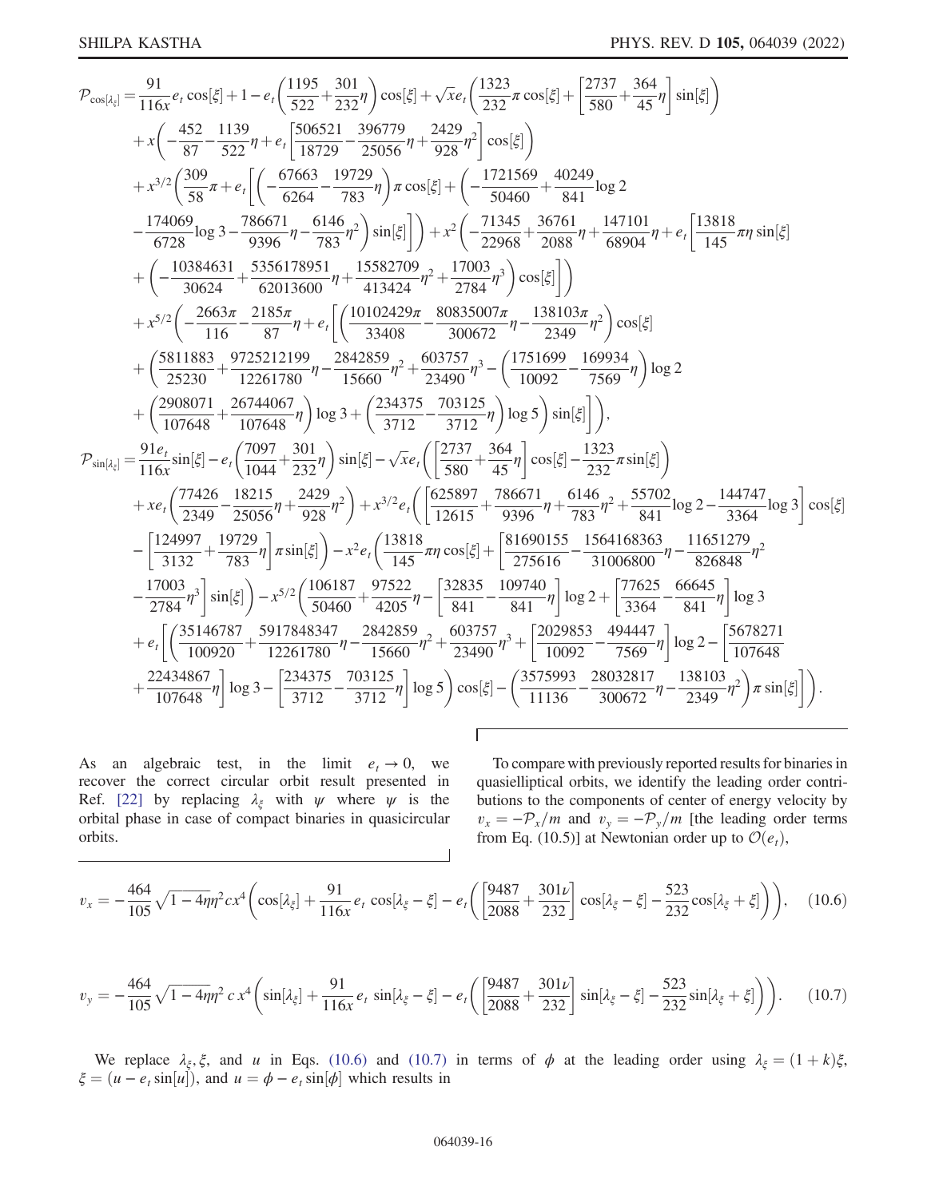$$
\begin{aligned}
\mathcal{P}_{\cos[\lambda_\xi]} =& \frac{91}{116x} e_t \cos[\xi] + 1 - e_t\left(\frac{1195}{522} + \frac{301}{232}\eta\right)\cos[\xi] + \sqrt{x} e_t\left(\frac{1323}{232}\pi\cos[\xi] + \left[\frac{2737}{580} + \frac{364}{45}\eta\right]\sin[\xi]\right) \\
&+ x\left(-\frac{452}{87} - \frac{1139}{522}\eta + e_t\left[\frac{506521}{18729} - \frac{396779}{25056}\eta + \frac{2429}{928}\eta^2\right]\cos[\xi]\right) \\
&+ x^{3/2}\left(\frac{309}{58}\pi + e_t\left[\left(-\frac{67663}{6264} - \frac{19729}{783}\eta\right)\pi\cos[\xi] + \left(-\frac{1721569}{50460} + \frac{40249}{841}\log 2\right.\right.\right. \\
&\left.\left.\left. - \frac{174069}{6728}\log 3 - \frac{786671}{9396}\eta - \frac{6146}{783}\eta^2\right)\sin[\xi]\right]\right) + x^2\left(-\frac{71345}{22968} + \frac{36761}{2088}\eta + \frac{147101}{68904}\eta + e_t\left[\frac{13818}{145}\pi\eta\sin[\xi]\right.\right. \\
&\left.\left. + \left(-\frac{10384631}{30624} + \frac{5356178951}{62013600}\eta + \frac{15582709}{413424}\eta^2 + \frac{17003}{2784}\eta^3\right)\cos[\xi]\right]\right) \\
&+ x^{5/2}\left(-\frac{2663\pi}{116} - \frac{2185\pi}{87}\eta + e_t\left[\left(\frac{10102429\pi}{33408} - \frac{80835007\pi}{300672}\eta - \frac{138103\pi}{2349}\eta^2\right)\cos[\xi]\right.\right. \\
&+ \left(\frac{5811883}{25230} + \frac{9725212199}{12261780}\eta - \frac{2842859}{15660}\eta^2 + \frac{603757}{23490}\eta^3 - \left(\frac{1751699}{10092} - \frac{169934}{7569}\eta\right)\log 2\right. \\
&\left.\left.\left. + \left(\frac{2908071}{107648} + \frac{26744067}{107648}\eta\right)\log 3 + \left(\frac{234375}{3712} - \frac{703125}{3712}\eta\right)\log 5\right)\sin[\xi]\right]\right), \\
\mathcal{P}_{\sin[\lambda_\xi]} =& \frac{91 e_t}{116x}\sin[\xi] - e_t\left(\frac{7097}{1044} + \frac{301}{232}\eta\right)\sin[\xi] - \sqrt{x} e_t\left(\left[\frac{2737}{580} + \frac{364}{45}\eta\right]\cos[\xi] - \frac{1323}{232}\pi\sin[\xi]\right) \\
&+ x e_t\left(\frac{77426}{2349} - \frac{18215}{25056}\eta + \frac{2429}{928}\eta^2\right) + x^{3/2} e_t\left(\left[\frac{625897}{12615} + \frac{786671}{9396}\eta + \frac{6146}{783}\eta^2 + \frac{55702}{841}\log 2 - \frac{144747}{3364}\log 3\right]\cos[\xi]\right. \\
&\left. - \left[\frac{124997}{3132} + \frac{19729}{783}\eta\right]\pi\sin[\xi]\right) - x^2 e_t\left(\frac{13818}{145}\pi\eta\cos[\xi] + \left[\frac{81690155}{275616} - \frac{1564168363}{31006800}\eta - \frac{11651279}{826848}\eta^2\right.\right. \\
&\left.\left. - \frac{17003}{2784}\eta^3\right]\sin[\xi]\right) - x^{5/2}\left(\frac{106187}{50460} + \frac{97522}{4205}\eta - \left[\frac{32835}{841} - \frac{109740}{841}\eta\right]\log 2 + \left[\frac{77625}{3364} - \frac{66645}{841}\eta\right]\log 3\right. \\
&+ e_t\left[\left(\frac{35146787}{100920} + \frac{5917848347}{12261780}\eta - \frac{2842859}{15660}\eta^2 + \frac{603757}{23490}\eta^3 + \left[\frac{2029853}{10092} - \frac{494447}{7569}\eta\right]\log 2 - \left[\frac{5678271}{107648}\right.\right.\right. \\
&\left.\left.\left.\left. + \frac{22434867}{107648}\eta\right]\log 3 - \left[\frac{234375}{3712} - \frac{703125}{3712}\eta\right]\log 5\right)\cos[\xi] - \left(\frac{3575993}{11136} - \frac{28032817}{300672}\eta - \frac{138103}{2349}\eta^2\right)\pi\sin[\xi]\right]\right).
\end{aligned}
$$

As an algebraic test, in the limit $e_t \to 0$, we recover the correct circular orbit result presented in Ref. [22] by replacing $\lambda_\xi$ with $\psi$ where $\psi$ is the orbital phase in case of compact binaries in quasicircular orbits.

To compare with previously reported results for binaries in quasielliptical orbits, we identify the leading order contributions to the components of center of energy velocity by $v_x = -\mathcal{P}_x/m$ and $v_y = -\mathcal{P}_y/m$ [the leading order terms from Eq. (10.5)] at Newtonian order up to $\mathcal{O}(e_t)$,

$$
v_x = -\frac{464}{105}\sqrt{1-4\eta}\,\eta^2 c x^4\left(\cos[\lambda_\xi] + \frac{91}{116x}e_t\cos[\lambda_\xi - \xi] - e_t\left(\left[\frac{9487}{2088} + \frac{301\nu}{232}\right]\cos[\lambda_\xi - \xi] - \frac{523}{232}\cos[\lambda_\xi + \xi]\right)\right), \quad (10.6)
$$

$$
v_y = -\frac{464}{105}\sqrt{1-4\eta}\,\eta^2 c\, x^4\left(\sin[\lambda_\xi] + \frac{91}{116x}e_t\sin[\lambda_\xi - \xi] - e_t\left(\left[\frac{9487}{2088} + \frac{301\nu}{232}\right]\sin[\lambda_\xi - \xi] - \frac{523}{232}\sin[\lambda_\xi + \xi]\right)\right). \quad (10.7)
$$

We replace $\lambda_\xi, \xi$, and $u$ in Eqs. (10.6) and (10.7) in terms of $\phi$ at the leading order using $\lambda_\xi = (1+k)\xi$, $\xi = (u - e_t\sin[u])$, and $u = \phi - e_t\sin[\phi]$ which results in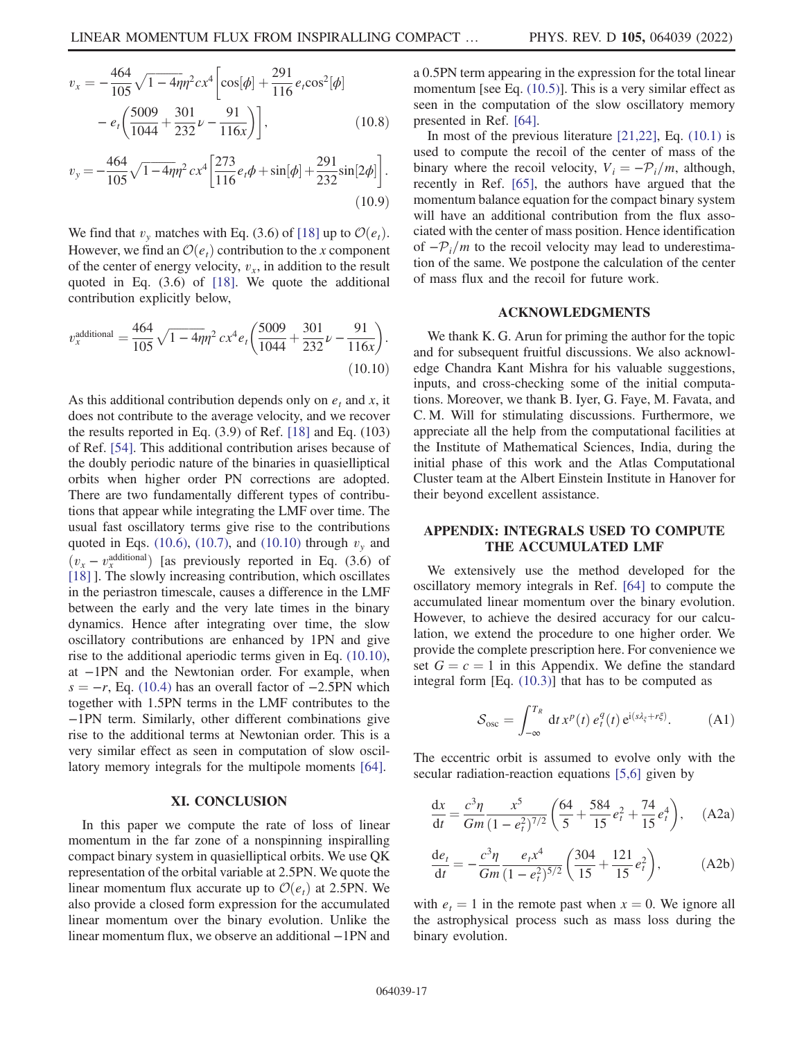$$v_x = -\frac{464}{105}\sqrt{1-4\eta}\eta^2 c x^4 \left[\cos[\phi] + \frac{291}{116} e_t \cos^2[\phi] - e_t\left(\frac{5009}{1044} + \frac{301}{232}\nu - \frac{91}{116x}\right)\right], \tag{10.8}$$

$$v_y = -\frac{464}{105}\sqrt{1-4\eta}\eta^2 c x^4 \left[\frac{273}{116} e_t \phi + \sin[\phi] + \frac{291}{232}\sin[2\phi]\right]. \tag{10.9}$$

We find that $v_y$ matches with Eq. (3.6) of [18] up to $\mathcal{O}(e_t)$. However, we find an $\mathcal{O}(e_t)$ contribution to the $x$ component of the center of energy velocity, $v_x$, in addition to the result quoted in Eq. (3.6) of [18]. We quote the additional contribution explicitly below,

$$v_x^{\text{additional}} = \frac{464}{105}\sqrt{1-4\eta}\eta^2 c x^4 e_t \left(\frac{5009}{1044} + \frac{301}{232}\nu - \frac{91}{116x}\right). \tag{10.10}$$

As this additional contribution depends only on $e_t$ and $x$, it does not contribute to the average velocity, and we recover the results reported in Eq. (3.9) of Ref. [18] and Eq. (103) of Ref. [54]. This additional contribution arises because of the doubly periodic nature of the binaries in quasielliptical orbits when higher order PN corrections are adopted. There are two fundamentally different types of contributions that appear while integrating the LMF over time. The usual fast oscillatory terms give rise to the contributions quoted in Eqs. (10.6), (10.7), and (10.10) through $v_y$ and $(v_x - v_x^{\text{additional}})$ [as previously reported in Eq. (3.6) of [18] ]. The slowly increasing contribution, which oscillates in the periastron timescale, causes a difference in the LMF between the early and the very late times in the binary dynamics. Hence after integrating over time, the slow oscillatory contributions are enhanced by 1PN and give rise to the additional aperiodic terms given in Eq. (10.10), at $-1$PN and the Newtonian order. For example, when $s = -r$, Eq. (10.4) has an overall factor of $-2.5$PN which together with 1.5PN terms in the LMF contributes to the $-1$PN term. Similarly, other different combinations give rise to the additional terms at Newtonian order. This is a very similar effect as seen in computation of slow oscillatory memory integrals for the multipole moments [64].

## XI. CONCLUSION

In this paper we compute the rate of loss of linear momentum in the far zone of a nonspinning inspiralling compact binary system in quasielliptical orbits. We use QK representation of the orbital variable at 2.5PN. We quote the linear momentum flux accurate up to $\mathcal{O}(e_t)$ at 2.5PN. We also provide a closed form expression for the accumulated linear momentum over the binary evolution. Unlike the linear momentum flux, we observe an additional $-1$PN and a 0.5PN term appearing in the expression for the total linear momentum [see Eq. (10.5)]. This is a very similar effect as seen in the computation of the slow oscillatory memory presented in Ref. [64].

In most of the previous literature [21,22], Eq. (10.1) is used to compute the recoil of the center of mass of the binary where the recoil velocity, $V_i = -\mathcal{P}_i/m$, although, recently in Ref. [65], the authors have argued that the momentum balance equation for the compact binary system will have an additional contribution from the flux associated with the center of mass position. Hence identification of $-\mathcal{P}_i/m$ to the recoil velocity may lead to underestimation of the same. We postpone the calculation of the center of mass flux and the recoil for future work.

## ACKNOWLEDGMENTS

We thank K. G. Arun for priming the author for the topic and for subsequent fruitful discussions. We also acknowledge Chandra Kant Mishra for his valuable suggestions, inputs, and cross-checking some of the initial computations. Moreover, we thank B. Iyer, G. Faye, M. Favata, and C. M. Will for stimulating discussions. Furthermore, we appreciate all the help from the computational facilities at the Institute of Mathematical Sciences, India, during the initial phase of this work and the Atlas Computational Cluster team at the Albert Einstein Institute in Hanover for their beyond excellent assistance.

## APPENDIX: INTEGRALS USED TO COMPUTE THE ACCUMULATED LMF

We extensively use the method developed for the oscillatory memory integrals in Ref. [64] to compute the accumulated linear momentum over the binary evolution. However, to achieve the desired accuracy for our calculation, we extend the procedure to one higher order. We provide the complete prescription here. For convenience we set $G = c = 1$ in this Appendix. We define the standard integral form [Eq. (10.3)] that has to be computed as

$$\mathcal{S}_{\text{osc}} = \int_{-\infty}^{T_R} \mathrm{d}t\, x^p(t)\, e_t^q(t)\, e^{\mathrm{i}(s\lambda_\xi + r\xi)}. \tag{A1}$$

The eccentric orbit is assumed to evolve only with the secular radiation-reaction equations [5,6] given by

$$\frac{\mathrm{d}x}{\mathrm{d}t} = \frac{c^3\eta}{Gm}\frac{x^5}{(1-e_t^2)^{7/2}}\left(\frac{64}{5} + \frac{584}{15}e_t^2 + \frac{74}{15}e_t^4\right), \tag{A2a}$$

$$\frac{\mathrm{d}e_t}{\mathrm{d}t} = -\frac{c^3\eta}{Gm}\frac{e_t x^4}{(1-e_t^2)^{5/2}}\left(\frac{304}{15} + \frac{121}{15}e_t^2\right), \tag{A2b}$$

with $e_t = 1$ in the remote past when $x = 0$. We ignore all the astrophysical process such as mass loss during the binary evolution.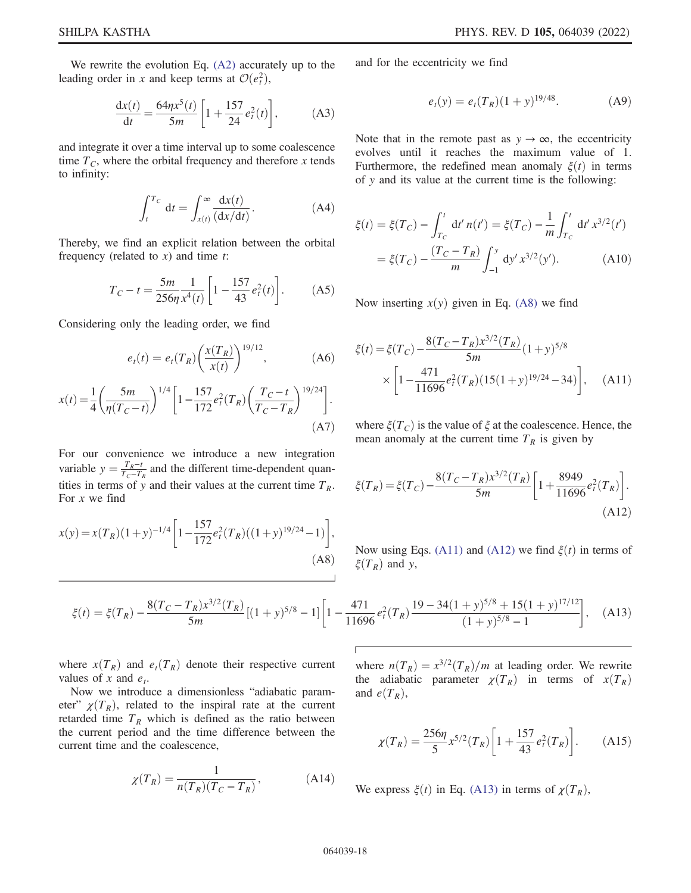We rewrite the evolution Eq. (A2) accurately up to the leading order in $x$ and keep terms at $\mathcal{O}(e_t^2)$,

$$\frac{\mathrm{d}x(t)}{\mathrm{d}t} = \frac{64\eta x^5(t)}{5m}\left[1 + \frac{157}{24}e_t^2(t)\right], \tag{A3}$$

and integrate it over a time interval up to some coalescence time $T_C$, where the orbital frequency and therefore $x$ tends to infinity:

$$\int_t^{T_C} \mathrm{d}t = \int_{x(t)}^{\infty} \frac{\mathrm{d}x(t)}{(\mathrm{d}x/\mathrm{d}t)}. \tag{A4}$$

Thereby, we find an explicit relation between the orbital frequency (related to $x$) and time $t$:

$$T_C - t = \frac{5m}{256\eta}\frac{1}{x^4(t)}\left[1 - \frac{157}{43}e_t^2(t)\right]. \tag{A5}$$

Considering only the leading order, we find

$$e_t(t) = e_t(T_R)\left(\frac{x(T_R)}{x(t)}\right)^{19/12}, \tag{A6}$$

$$x(t) = \frac{1}{4}\left(\frac{5m}{\eta(T_C - t)}\right)^{1/4}\left[1 - \frac{157}{172}e_t^2(T_R)\left(\frac{T_C - t}{T_C - T_R}\right)^{19/24}\right]. \tag{A7}$$

For our convenience we introduce a new integration variable $y = \frac{T_R - t}{T_C - T_R}$ and the different time-dependent quantities in terms of $y$ and their values at the current time $T_R$. For $x$ we find

$$x(y) = x(T_R)(1+y)^{-1/4}\left[1 - \frac{157}{172}e_t^2(T_R)((1+y)^{19/24} - 1)\right], \tag{A8}$$

and for the eccentricity we find

$$e_t(y) = e_t(T_R)(1+y)^{19/48}. \tag{A9}$$

Note that in the remote past as $y \to \infty$, the eccentricity evolves until it reaches the maximum value of 1. Furthermore, the redefined mean anomaly $\xi(t)$ in terms of $y$ and its value at the current time is the following:

$$\begin{aligned}\xi(t) &= \xi(T_C) - \int_{T_C}^{t} \mathrm{d}t'\, n(t') = \xi(T_C) - \frac{1}{m}\int_{T_C}^{t} \mathrm{d}t'\, x^{3/2}(t') \\ &= \xi(T_C) - \frac{(T_C - T_R)}{m}\int_{-1}^{y} \mathrm{d}y'\, x^{3/2}(y').\end{aligned} \tag{A10}$$

Now inserting $x(y)$ given in Eq. (A8) we find

$$\begin{aligned}\xi(t) = \xi(T_C) &- \frac{8(T_C - T_R)x^{3/2}(T_R)}{5m}(1+y)^{5/8} \\ &\times\left[1 - \frac{471}{11696}e_t^2(T_R)(15(1+y)^{19/24} - 34)\right],\end{aligned} \tag{A11}$$

where $\xi(T_C)$ is the value of $\xi$ at the coalescence. Hence, the mean anomaly at the current time $T_R$ is given by

$$\xi(T_R) = \xi(T_C) - \frac{8(T_C - T_R)x^{3/2}(T_R)}{5m}\left[1 + \frac{8949}{11696}e_t^2(T_R)\right]. \tag{A12}$$

Now using Eqs. (A11) and (A12) we find $\xi(t)$ in terms of $\xi(T_R)$ and $y$,

$$\xi(t) = \xi(T_R) - \frac{8(T_C - T_R)x^{3/2}(T_R)}{5m}\left[(1+y)^{5/8} - 1\right]\left[1 - \frac{471}{11696}e_t^2(T_R)\frac{19 - 34(1+y)^{5/8} + 15(1+y)^{17/12}}{(1+y)^{5/8} - 1}\right], \tag{A13}$$

where $x(T_R)$ and $e_t(T_R)$ denote their respective current values of $x$ and $e_t$.

Now we introduce a dimensionless "adiabatic parameter" $\chi(T_R)$, related to the inspiral rate at the current retarded time $T_R$ which is defined as the ratio between the current period and the time difference between the current time and the coalescence,

$$\chi(T_R) = \frac{1}{n(T_R)(T_C - T_R)}, \tag{A14}$$

where $n(T_R) = x^{3/2}(T_R)/m$ at leading order. We rewrite the adiabatic parameter $\chi(T_R)$ in terms of $x(T_R)$ and $e(T_R)$,

$$\chi(T_R) = \frac{256\eta}{5}x^{5/2}(T_R)\left[1 + \frac{157}{43}e_t^2(T_R)\right]. \tag{A15}$$

We express $\xi(t)$ in Eq. (A13) in terms of $\chi(T_R)$,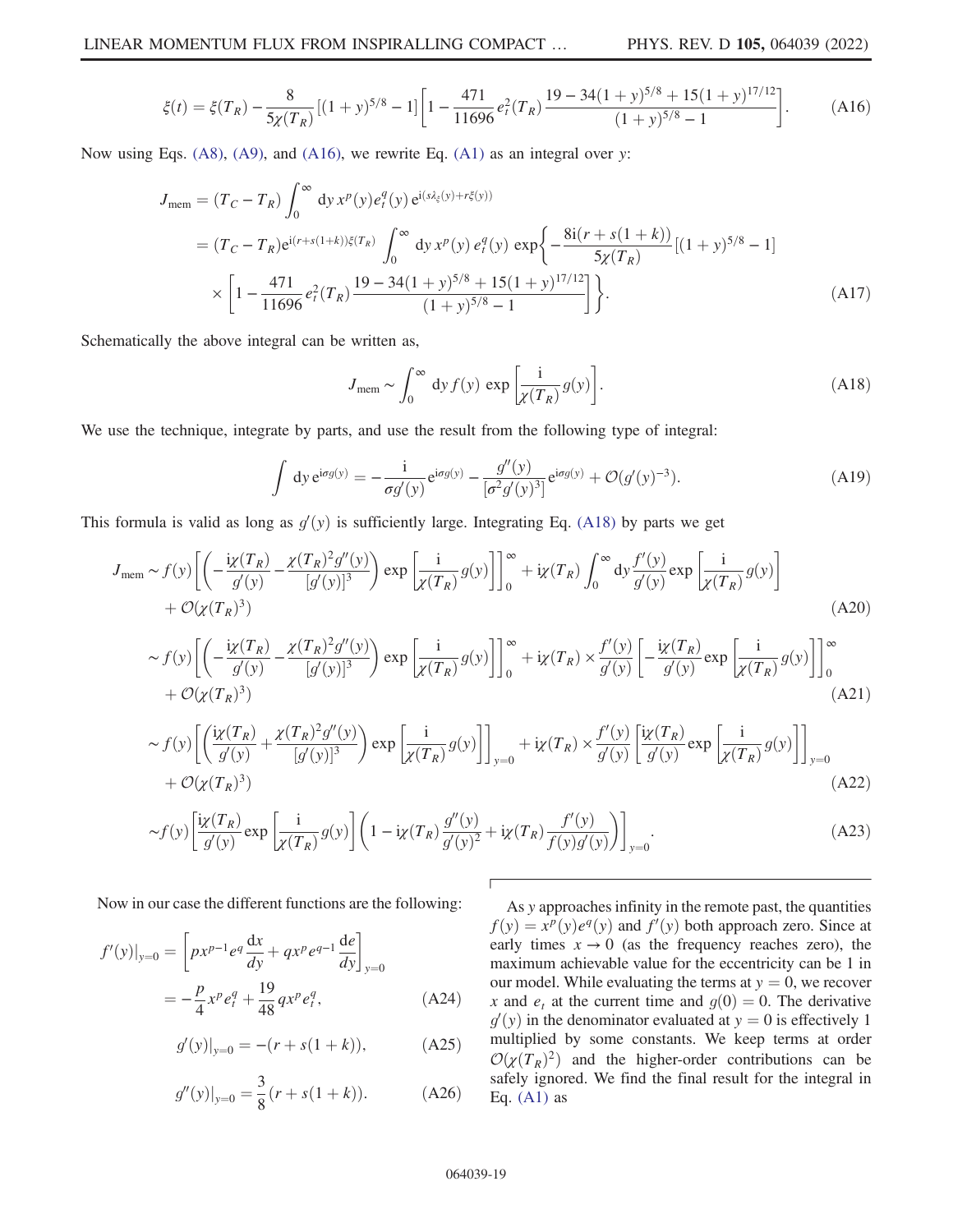$$\xi(t) = \xi(T_R) - \frac{8}{5\chi(T_R)}[(1+y)^{5/8} - 1]\left[1 - \frac{471}{11696}e_t^2(T_R)\frac{19 - 34(1+y)^{5/8} + 15(1+y)^{17/12}}{(1+y)^{5/8} - 1}\right]. \tag{A16}$$

Now using Eqs. (A8), (A9), and (A16), we rewrite Eq. (A1) as an integral over $y$:

$$\begin{aligned}
J_{\rm mem} &= (T_C - T_R)\int_0^\infty \mathrm{d}y\, x^p(y) e_t^q(y)\, \mathrm{e}^{\mathrm{i}(s\lambda_\xi(y) + r\xi(y))} \\
&= (T_C - T_R)\mathrm{e}^{\mathrm{i}(r+s(1+k))\xi(T_R)} \int_0^\infty \mathrm{d}y\, x^p(y)\, e_t^q(y)\, \exp\left\{-\frac{8\mathrm{i}(r+s(1+k))}{5\chi(T_R)}[(1+y)^{5/8} - 1]\right. \\
&\quad \times \left.\left[1 - \frac{471}{11696}e_t^2(T_R)\frac{19 - 34(1+y)^{5/8} + 15(1+y)^{17/12}}{(1+y)^{5/8} - 1}\right]\right\}.
\end{aligned} \tag{A17}$$

Schematically the above integral can be written as,

$$J_{\rm mem} \sim \int_0^\infty \mathrm{d}y\, f(y)\, \exp\left[\frac{\mathrm{i}}{\chi(T_R)}g(y)\right]. \tag{A18}$$

We use the technique, integrate by parts, and use the result from the following type of integral:

$$\int \mathrm{d}y\, \mathrm{e}^{\mathrm{i}\sigma g(y)} = -\frac{\mathrm{i}}{\sigma g'(y)}\mathrm{e}^{\mathrm{i}\sigma g(y)} - \frac{g''(y)}{[\sigma^2 g'(y)^3]}\mathrm{e}^{\mathrm{i}\sigma g(y)} + \mathcal{O}(g'(y)^{-3}). \tag{A19}$$

This formula is valid as long as $g'(y)$ is sufficiently large. Integrating Eq. (A18) by parts we get

$$\begin{aligned}
J_{\rm mem} &\sim f(y)\left[\left(-\frac{\mathrm{i}\chi(T_R)}{g'(y)} - \frac{\chi(T_R)^2 g''(y)}{[g'(y)]^3}\right)\exp\left[\frac{\mathrm{i}}{\chi(T_R)}g(y)\right]\right]_0^\infty + \mathrm{i}\chi(T_R)\int_0^\infty \mathrm{d}y \frac{f'(y)}{g'(y)}\exp\left[\frac{\mathrm{i}}{\chi(T_R)}g(y)\right] \\
&\quad + \mathcal{O}(\chi(T_R)^3)
\end{aligned} \tag{A20}$$

$$\begin{aligned}
&\sim f(y)\left[\left(-\frac{\mathrm{i}\chi(T_R)}{g'(y)} - \frac{\chi(T_R)^2 g''(y)}{[g'(y)]^3}\right)\exp\left[\frac{\mathrm{i}}{\chi(T_R)}g(y)\right]\right]_0^\infty + \mathrm{i}\chi(T_R) \times \frac{f'(y)}{g'(y)}\left[-\frac{\mathrm{i}\chi(T_R)}{g'(y)}\exp\left[\frac{\mathrm{i}}{\chi(T_R)}g(y)\right]\right]_0^\infty \\
&\quad + \mathcal{O}(\chi(T_R)^3)
\end{aligned} \tag{A21}$$

$$\begin{aligned}
&\sim f(y)\left[\left(\frac{\mathrm{i}\chi(T_R)}{g'(y)} + \frac{\chi(T_R)^2 g''(y)}{[g'(y)]^3}\right)\exp\left[\frac{\mathrm{i}}{\chi(T_R)}g(y)\right]\right]_{y=0} + \mathrm{i}\chi(T_R) \times \frac{f'(y)}{g'(y)}\left[\frac{\mathrm{i}\chi(T_R)}{g'(y)}\exp\left[\frac{\mathrm{i}}{\chi(T_R)}g(y)\right]\right]_{y=0} \\
&\quad + \mathcal{O}(\chi(T_R)^3)
\end{aligned} \tag{A22}$$

$$\sim f(y)\left[\frac{\mathrm{i}\chi(T_R)}{g'(y)}\exp\left[\frac{\mathrm{i}}{\chi(T_R)}g(y)\right]\left(1 - \mathrm{i}\chi(T_R)\frac{g''(y)}{g'(y)^2} + \mathrm{i}\chi(T_R)\frac{f'(y)}{f(y)g'(y)}\right)\right]_{y=0}. \tag{A23}$$

Now in our case the different functions are the following:

$$\begin{aligned}
f'(y)|_{y=0} &= \left[p x^{p-1} e^q \frac{\mathrm{d}x}{dy} + q x^p e^{q-1}\frac{\mathrm{d}e}{\mathrm{d}y}\right]_{y=0} \\
&= -\frac{p}{4}x^p e_t^q + \frac{19}{48}q x^p e_t^q,
\end{aligned} \tag{A24}$$

$$g'(y)|_{y=0} = -(r + s(1+k)), \tag{A25}$$

$$g''(y)|_{y=0} = \frac{3}{8}(r + s(1+k)). \tag{A26}$$

As $y$ approaches infinity in the remote past, the quantities $f(y) = x^p(y)e^q(y)$ and $f'(y)$ both approach zero. Since at early times $x \to 0$ (as the frequency reaches zero), the maximum achievable value for the eccentricity can be 1 in our model. While evaluating the terms at $y = 0$, we recover $x$ and $e_t$ at the current time and $g(0) = 0$. The derivative $g'(y)$ in the denominator evaluated at $y = 0$ is effectively 1 multiplied by some constants. We keep terms at order $\mathcal{O}(\chi(T_R)^2)$ and the higher-order contributions can be safely ignored. We find the final result for the integral in Eq. (A1) as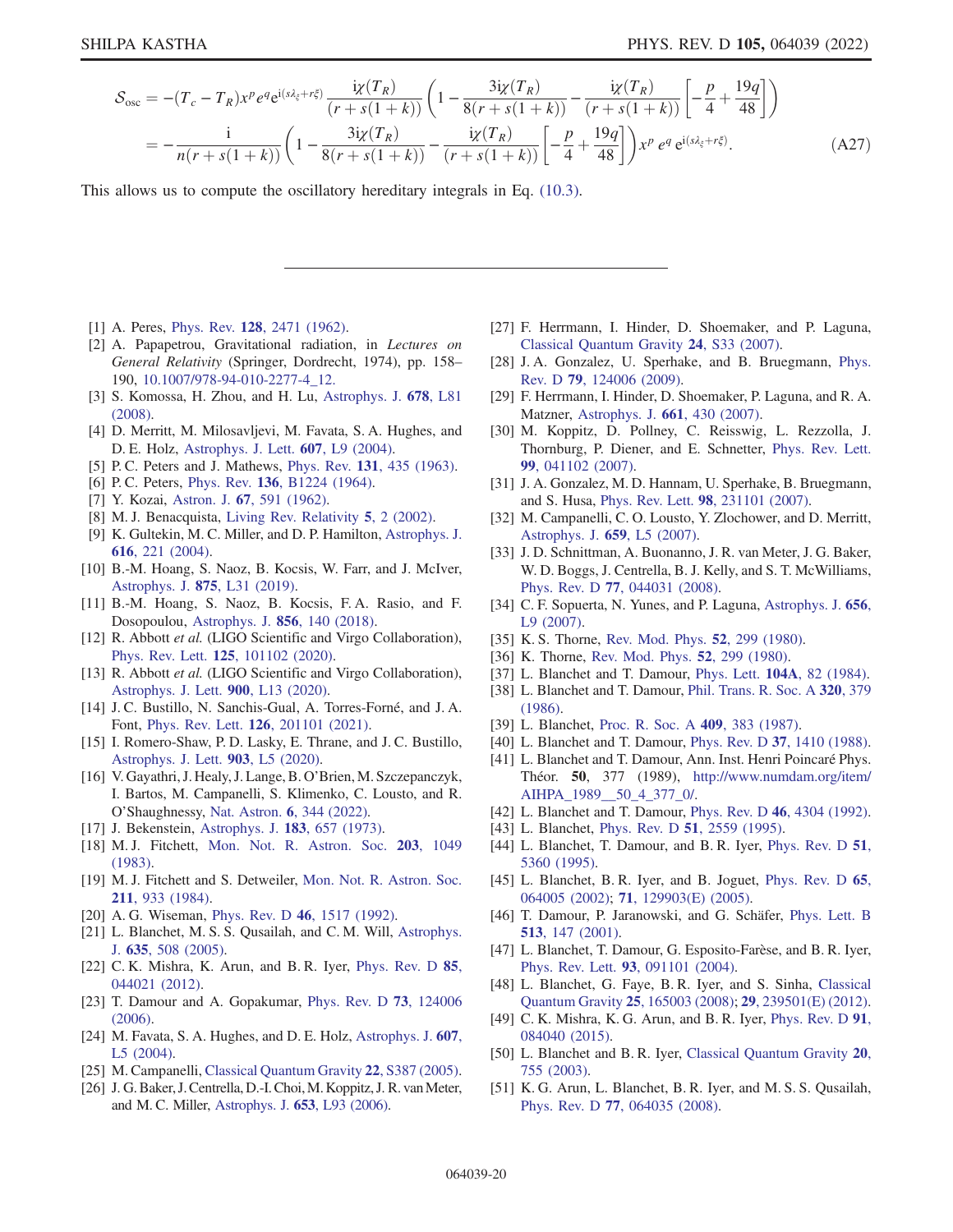$$
\begin{aligned}
\mathcal{S}_{\rm osc} &= -(T_c - T_R) x^p e^q \mathrm{e}^{\mathrm{i}(s\lambda_\xi + r\xi)} \frac{\mathrm{i}\chi(T_R)}{(r+s(1+k))}\left(1 - \frac{3\mathrm{i}\chi(T_R)}{8(r+s(1+k))} - \frac{\mathrm{i}\chi(T_R)}{(r+s(1+k))}\left[-\frac{p}{4}+\frac{19q}{48}\right]\right) \\
&= -\frac{\mathrm{i}}{n(r+s(1+k))}\left(1 - \frac{3\mathrm{i}\chi(T_R)}{8(r+s(1+k))} - \frac{\mathrm{i}\chi(T_R)}{(r+s(1+k))}\left[-\frac{p}{4}+\frac{19q}{48}\right]\right) x^p\, e^q\, \mathrm{e}^{\mathrm{i}(s\lambda_\xi + r\xi)}.
\end{aligned}
\tag{A27}
$$

This allows us to compute the oscillatory hereditary integrals in Eq. (10.3).

---

[1] A. Peres, Phys. Rev. **128**, 2471 (1962).
[2] A. Papapetrou, Gravitational radiation, in *Lectures on General Relativity* (Springer, Dordrecht, 1974), pp. 158–190, 10.1007/978-94-010-2277-4_12.
[3] S. Komossa, H. Zhou, and H. Lu, Astrophys. J. **678**, L81 (2008).
[4] D. Merritt, M. Milosavljevi, M. Favata, S. A. Hughes, and D. E. Holz, Astrophys. J. Lett. **607**, L9 (2004).
[5] P. C. Peters and J. Mathews, Phys. Rev. **131**, 435 (1963).
[6] P. C. Peters, Phys. Rev. **136**, B1224 (1964).
[7] Y. Kozai, Astron. J. **67**, 591 (1962).
[8] M. J. Benacquista, Living Rev. Relativity **5**, 2 (2002).
[9] K. Gultekin, M. C. Miller, and D. P. Hamilton, Astrophys. J. **616**, 221 (2004).
[10] B.-M. Hoang, S. Naoz, B. Kocsis, W. Farr, and J. McIver, Astrophys. J. **875**, L31 (2019).
[11] B.-M. Hoang, S. Naoz, B. Kocsis, F. A. Rasio, and F. Dosopoulou, Astrophys. J. **856**, 140 (2018).
[12] R. Abbott *et al.* (LIGO Scientific and Virgo Collaboration), Phys. Rev. Lett. **125**, 101102 (2020).
[13] R. Abbott *et al.* (LIGO Scientific and Virgo Collaboration), Astrophys. J. Lett. **900**, L13 (2020).
[14] J. C. Bustillo, N. Sanchis-Gual, A. Torres-Forné, and J. A. Font, Phys. Rev. Lett. **126**, 201101 (2021).
[15] I. Romero-Shaw, P. D. Lasky, E. Thrane, and J. C. Bustillo, Astrophys. J. Lett. **903**, L5 (2020).
[16] V. Gayathri, J. Healy, J. Lange, B. O'Brien, M. Szczepanczyk, I. Bartos, M. Campanelli, S. Klimenko, C. Lousto, and R. O'Shaughnessy, Nat. Astron. **6**, 344 (2022).
[17] J. Bekenstein, Astrophys. J. **183**, 657 (1973).
[18] M. J. Fitchett, Mon. Not. R. Astron. Soc. **203**, 1049 (1983).
[19] M. J. Fitchett and S. Detweiler, Mon. Not. R. Astron. Soc. **211**, 933 (1984).
[20] A. G. Wiseman, Phys. Rev. D **46**, 1517 (1992).
[21] L. Blanchet, M. S. S. Qusailah, and C. M. Will, Astrophys. J. **635**, 508 (2005).
[22] C. K. Mishra, K. Arun, and B. R. Iyer, Phys. Rev. D **85**, 044021 (2012).
[23] T. Damour and A. Gopakumar, Phys. Rev. D **73**, 124006 (2006).
[24] M. Favata, S. A. Hughes, and D. E. Holz, Astrophys. J. **607**, L5 (2004).
[25] M. Campanelli, Classical Quantum Gravity **22**, S387 (2005).
[26] J. G. Baker, J. Centrella, D.-I. Choi, M. Koppitz, J. R. van Meter, and M. C. Miller, Astrophys. J. **653**, L93 (2006).
[27] F. Herrmann, I. Hinder, D. Shoemaker, and P. Laguna, Classical Quantum Gravity **24**, S33 (2007).
[28] J. A. Gonzalez, U. Sperhake, and B. Bruegmann, Phys. Rev. D **79**, 124006 (2009).
[29] F. Herrmann, I. Hinder, D. Shoemaker, P. Laguna, and R. A. Matzner, Astrophys. J. **661**, 430 (2007).
[30] M. Koppitz, D. Pollney, C. Reisswig, L. Rezzolla, J. Thornburg, P. Diener, and E. Schnetter, Phys. Rev. Lett. **99**, 041102 (2007).
[31] J. A. Gonzalez, M. D. Hannam, U. Sperhake, B. Bruegmann, and S. Husa, Phys. Rev. Lett. **98**, 231101 (2007).
[32] M. Campanelli, C. O. Lousto, Y. Zlochower, and D. Merritt, Astrophys. J. **659**, L5 (2007).
[33] J. D. Schnittman, A. Buonanno, J. R. van Meter, J. G. Baker, W. D. Boggs, J. Centrella, B. J. Kelly, and S. T. McWilliams, Phys. Rev. D **77**, 044031 (2008).
[34] C. F. Sopuerta, N. Yunes, and P. Laguna, Astrophys. J. **656**, L9 (2007).
[35] K. S. Thorne, Rev. Mod. Phys. **52**, 299 (1980).
[36] K. Thorne, Rev. Mod. Phys. **52**, 299 (1980).
[37] L. Blanchet and T. Damour, Phys. Lett. **104A**, 82 (1984).
[38] L. Blanchet and T. Damour, Phil. Trans. R. Soc. A **320**, 379 (1986).
[39] L. Blanchet, Proc. R. Soc. A **409**, 383 (1987).
[40] L. Blanchet and T. Damour, Phys. Rev. D **37**, 1410 (1988).
[41] L. Blanchet and T. Damour, Ann. Inst. Henri Poincaré Phys. Théor. **50**, 377 (1989), http://www.numdam.org/item/AIHPA_1989__50_4_377_0/.
[42] L. Blanchet and T. Damour, Phys. Rev. D **46**, 4304 (1992).
[43] L. Blanchet, Phys. Rev. D **51**, 2559 (1995).
[44] L. Blanchet, T. Damour, and B. R. Iyer, Phys. Rev. D **51**, 5360 (1995).
[45] L. Blanchet, B. R. Iyer, and B. Joguet, Phys. Rev. D **65**, 064005 (2002); **71**, 129903(E) (2005).
[46] T. Damour, P. Jaranowski, and G. Schäfer, Phys. Lett. B **513**, 147 (2001).
[47] L. Blanchet, T. Damour, G. Esposito-Farèse, and B. R. Iyer, Phys. Rev. Lett. **93**, 091101 (2004).
[48] L. Blanchet, G. Faye, B. R. Iyer, and S. Sinha, Classical Quantum Gravity **25**, 165003 (2008); **29**, 239501(E) (2012).
[49] C. K. Mishra, K. G. Arun, and B. R. Iyer, Phys. Rev. D **91**, 084040 (2015).
[50] L. Blanchet and B. R. Iyer, Classical Quantum Gravity **20**, 755 (2003).
[51] K. G. Arun, L. Blanchet, B. R. Iyer, and M. S. S. Qusailah, Phys. Rev. D **77**, 064035 (2008).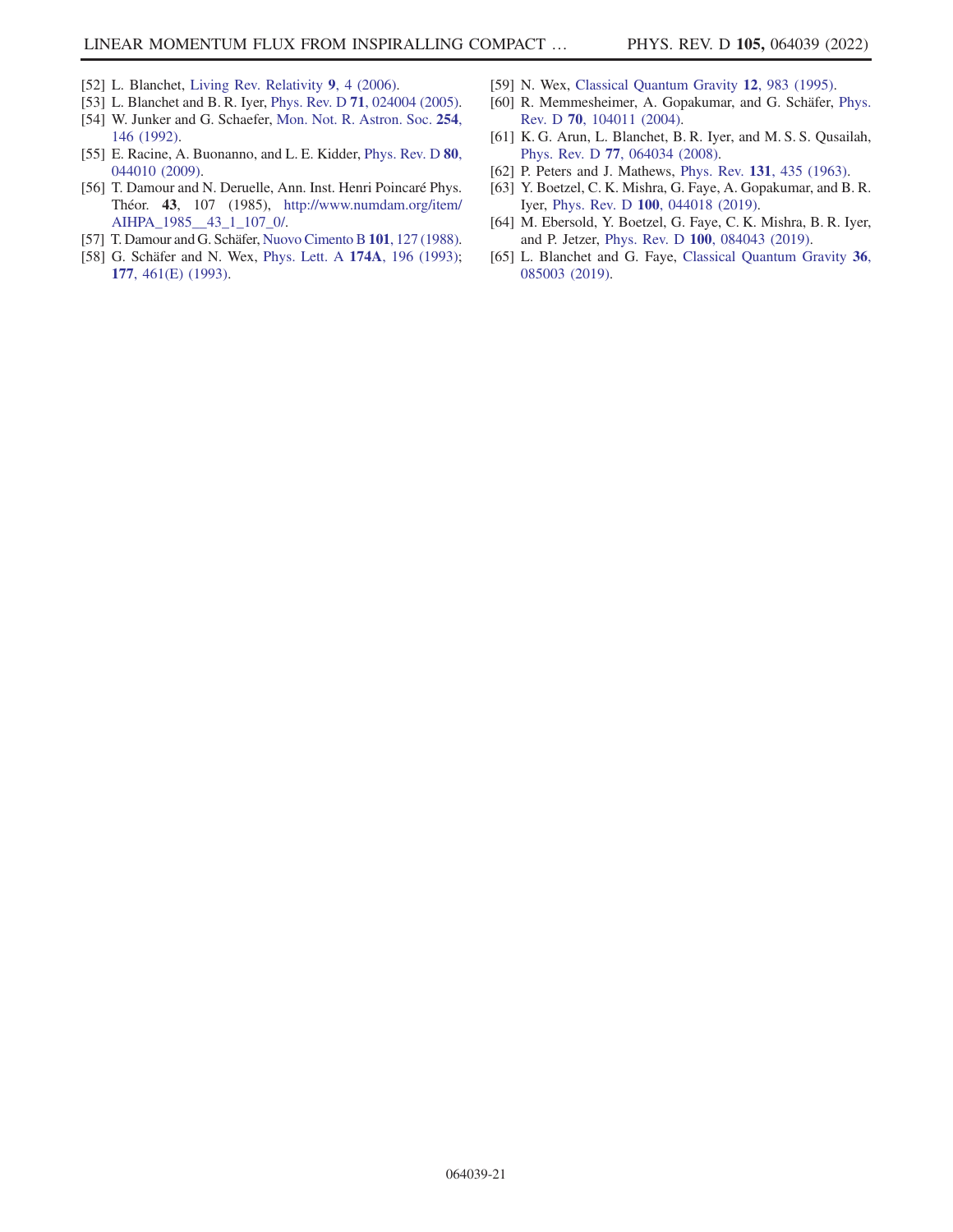[52] L. Blanchet, Living Rev. Relativity **9**, 4 (2006).

[53] L. Blanchet and B. R. Iyer, Phys. Rev. D **71**, 024004 (2005).

[54] W. Junker and G. Schaefer, Mon. Not. R. Astron. Soc. **254**, 146 (1992).

[55] E. Racine, A. Buonanno, and L. E. Kidder, Phys. Rev. D **80**, 044010 (2009).

[56] T. Damour and N. Deruelle, Ann. Inst. Henri Poincaré Phys. Théor. **43**, 107 (1985), http://www.numdam.org/item/AIHPA_1985__43_1_107_0/.

[57] T. Damour and G. Schäfer, Nuovo Cimento B **101**, 127 (1988).

[58] G. Schäfer and N. Wex, Phys. Lett. A **174A**, 196 (1993); **177**, 461(E) (1993).

[59] N. Wex, Classical Quantum Gravity **12**, 983 (1995).

[60] R. Memmesheimer, A. Gopakumar, and G. Schäfer, Phys. Rev. D **70**, 104011 (2004).

[61] K. G. Arun, L. Blanchet, B. R. Iyer, and M. S. S. Qusailah, Phys. Rev. D **77**, 064034 (2008).

[62] P. Peters and J. Mathews, Phys. Rev. **131**, 435 (1963).

[63] Y. Boetzel, C. K. Mishra, G. Faye, A. Gopakumar, and B. R. Iyer, Phys. Rev. D **100**, 044018 (2019).

[64] M. Ebersold, Y. Boetzel, G. Faye, C. K. Mishra, B. R. Iyer, and P. Jetzer, Phys. Rev. D **100**, 084043 (2019).

[65] L. Blanchet and G. Faye, Classical Quantum Gravity **36**, 085003 (2019).